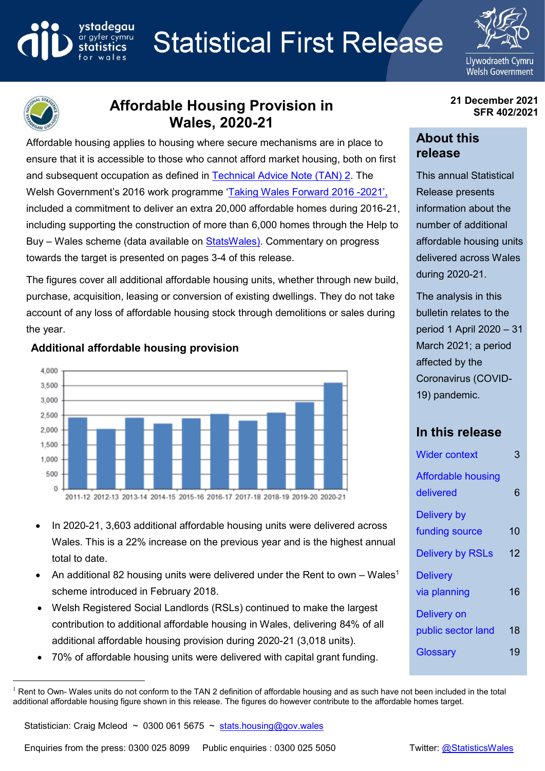# Statistical First Release

## Affordable Housing Provision in Wales, 2020-21

21 December 2021
SFR 402/2021

Affordable housing applies to housing where secure mechanisms are in place to ensure that it is accessible to those who cannot afford market housing, both on first and subsequent occupation as defined in Technical Advice Note (TAN) 2. The Welsh Government's 2016 work programme 'Taking Wales Forward 2016 -2021', included a commitment to deliver an extra 20,000 affordable homes during 2016-21, including supporting the construction of more than 6,000 homes through the Help to Buy – Wales scheme (data available on StatsWales). Commentary on progress towards the target is presented on pages 3-4 of this release.

The figures cover all additional affordable housing units, whether through new build, purchase, acquisition, leasing or conversion of existing dwellings. They do not take account of any loss of affordable housing stock through demolitions or sales during the year.

### Additional affordable housing provision

- In 2020-21, 3,603 additional affordable housing units were delivered across Wales. This is a 22% increase on the previous year and is the highest annual total to date.
- An additional 82 housing units were delivered under the Rent to own – Wales[1] scheme introduced in February 2018.
- Welsh Registered Social Landlords (RSLs) continued to make the largest contribution to additional affordable housing in Wales, delivering 84% of all additional affordable housing provision during 2020-21 (3,018 units).
- 70% of affordable housing units were delivered with capital grant funding.

## About this release

This annual Statistical Release presents information about the number of additional affordable housing units delivered across Wales during 2020-21.

The analysis in this bulletin relates to the period 1 April 2020 – 31 March 2021; a period affected by the Coronavirus (COVID-19) pandemic.

## In this release

| | |
|---|---|
| Wider context | 3 |
| Affordable housing delivered | 6 |
| Delivery by funding source | 10 |
| Delivery by RSLs | 12 |
| Delivery via planning | 16 |
| Delivery on public sector land | 18 |
| Glossary | 19 |

[1] Rent to Own- Wales units do not conform to the TAN 2 definition of affordable housing and as such have not been included in the total additional affordable housing figure shown in this release. The figures do however contribute to the affordable homes target.

Statistician: Craig Mcleod ~ 0300 061 5675 ~ stats.housing@gov.wales

Enquiries from the press: 0300 025 8099 Public enquiries : 0300 025 5050 Twitter: @StatisticsWales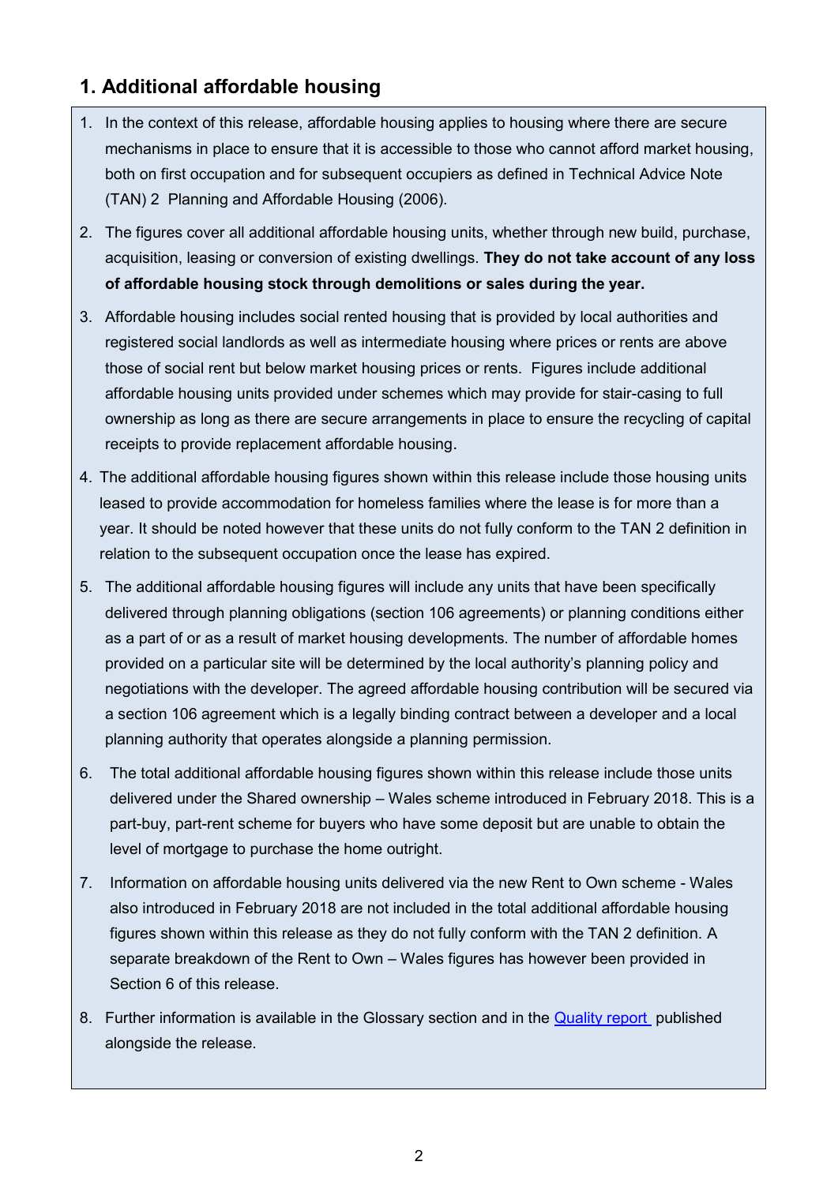## 1. Additional affordable housing

1. In the context of this release, affordable housing applies to housing where there are secure mechanisms in place to ensure that it is accessible to those who cannot afford market housing, both on first occupation and for subsequent occupiers as defined in Technical Advice Note (TAN) 2 Planning and Affordable Housing (2006).
2. The figures cover all additional affordable housing units, whether through new build, purchase, acquisition, leasing or conversion of existing dwellings. **They do not take account of any loss of affordable housing stock through demolitions or sales during the year.**
3. Affordable housing includes social rented housing that is provided by local authorities and registered social landlords as well as intermediate housing where prices or rents are above those of social rent but below market housing prices or rents. Figures include additional affordable housing units provided under schemes which may provide for stair-casing to full ownership as long as there are secure arrangements in place to ensure the recycling of capital receipts to provide replacement affordable housing.
4. The additional affordable housing figures shown within this release include those housing units leased to provide accommodation for homeless families where the lease is for more than a year. It should be noted however that these units do not fully conform to the TAN 2 definition in relation to the subsequent occupation once the lease has expired.
5. The additional affordable housing figures will include any units that have been specifically delivered through planning obligations (section 106 agreements) or planning conditions either as a part of or as a result of market housing developments. The number of affordable homes provided on a particular site will be determined by the local authority's planning policy and negotiations with the developer. The agreed affordable housing contribution will be secured via a section 106 agreement which is a legally binding contract between a developer and a local planning authority that operates alongside a planning permission.
6. The total additional affordable housing figures shown within this release include those units delivered under the Shared ownership – Wales scheme introduced in February 2018. This is a part-buy, part-rent scheme for buyers who have some deposit but are unable to obtain the level of mortgage to purchase the home outright.
7. Information on affordable housing units delivered via the new Rent to Own scheme - Wales also introduced in February 2018 are not included in the total additional affordable housing figures shown within this release as they do not fully conform with the TAN 2 definition. A separate breakdown of the Rent to Own – Wales figures has however been provided in Section 6 of this release.
8. Further information is available in the Glossary section and in the Quality report published alongside the release.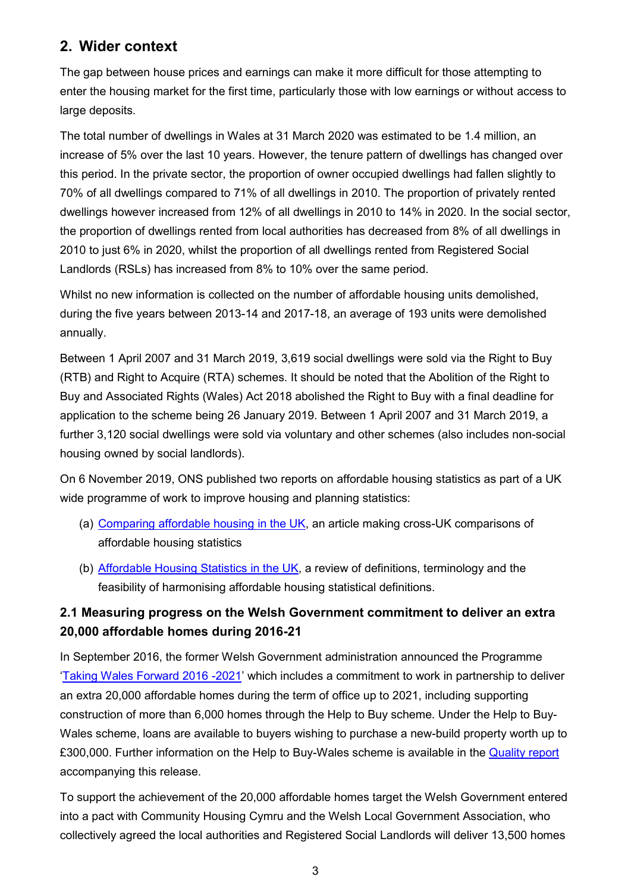## 2. Wider context

The gap between house prices and earnings can make it more difficult for those attempting to enter the housing market for the first time, particularly those with low earnings or without access to large deposits.

The total number of dwellings in Wales at 31 March 2020 was estimated to be 1.4 million, an increase of 5% over the last 10 years. However, the tenure pattern of dwellings has changed over this period. In the private sector, the proportion of owner occupied dwellings had fallen slightly to 70% of all dwellings compared to 71% of all dwellings in 2010. The proportion of privately rented dwellings however increased from 12% of all dwellings in 2010 to 14% in 2020. In the social sector, the proportion of dwellings rented from local authorities has decreased from 8% of all dwellings in 2010 to just 6% in 2020, whilst the proportion of all dwellings rented from Registered Social Landlords (RSLs) has increased from 8% to 10% over the same period.

Whilst no new information is collected on the number of affordable housing units demolished, during the five years between 2013-14 and 2017-18, an average of 193 units were demolished annually.

Between 1 April 2007 and 31 March 2019, 3,619 social dwellings were sold via the Right to Buy (RTB) and Right to Acquire (RTA) schemes. It should be noted that the Abolition of the Right to Buy and Associated Rights (Wales) Act 2018 abolished the Right to Buy with a final deadline for application to the scheme being 26 January 2019. Between 1 April 2007 and 31 March 2019, a further 3,120 social dwellings were sold via voluntary and other schemes (also includes non-social housing owned by social landlords).

On 6 November 2019, ONS published two reports on affordable housing statistics as part of a UK wide programme of work to improve housing and planning statistics:

(a) Comparing affordable housing in the UK, an article making cross-UK comparisons of affordable housing statistics

(b) Affordable Housing Statistics in the UK, a review of definitions, terminology and the feasibility of harmonising affordable housing statistical definitions.

### 2.1 Measuring progress on the Welsh Government commitment to deliver an extra 20,000 affordable homes during 2016-21

In September 2016, the former Welsh Government administration announced the Programme 'Taking Wales Forward 2016 -2021' which includes a commitment to work in partnership to deliver an extra 20,000 affordable homes during the term of office up to 2021, including supporting construction of more than 6,000 homes through the Help to Buy scheme. Under the Help to Buy-Wales scheme, loans are available to buyers wishing to purchase a new-build property worth up to £300,000. Further information on the Help to Buy-Wales scheme is available in the Quality report accompanying this release.

To support the achievement of the 20,000 affordable homes target the Welsh Government entered into a pact with Community Housing Cymru and the Welsh Local Government Association, who collectively agreed the local authorities and Registered Social Landlords will deliver 13,500 homes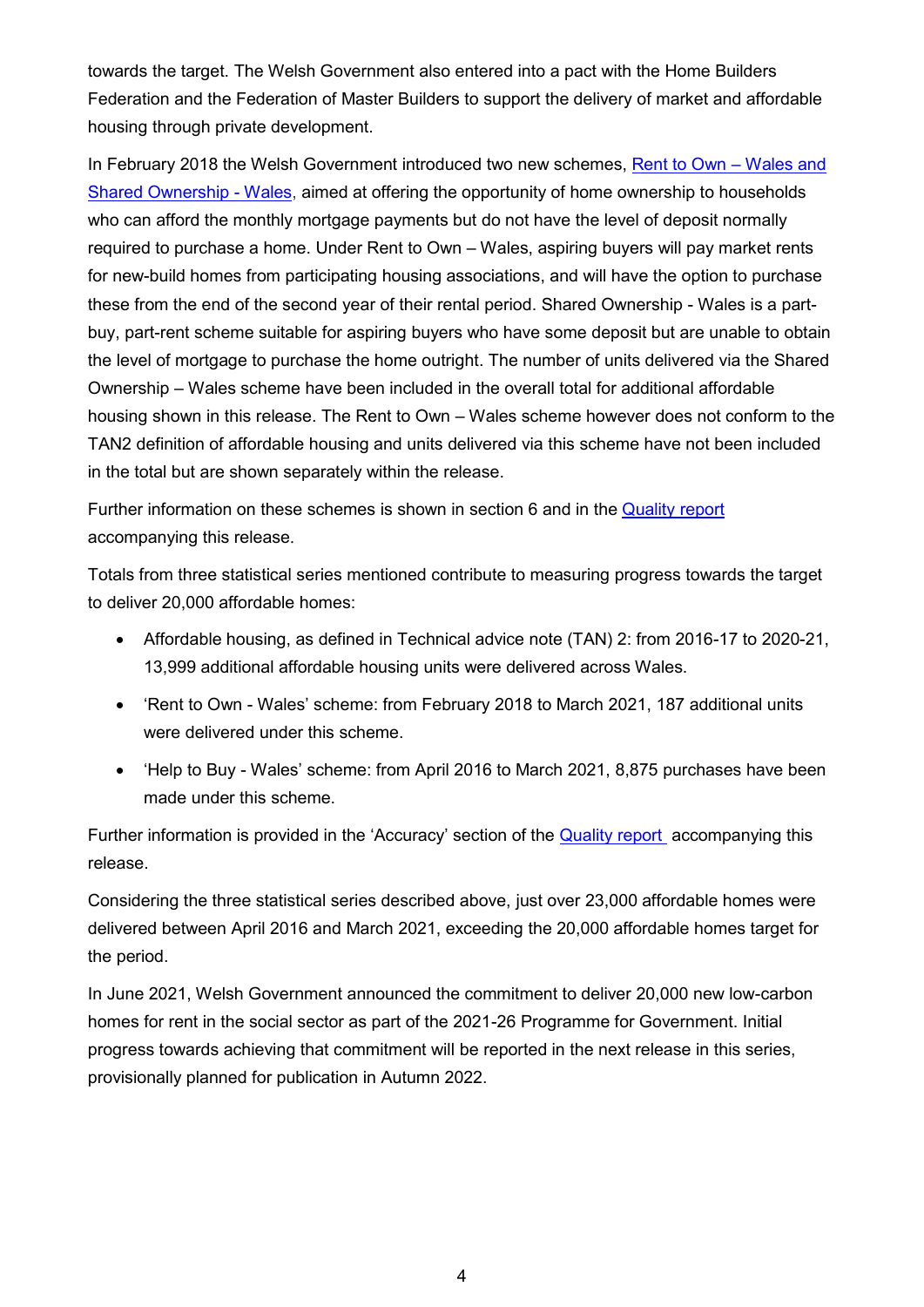towards the target. The Welsh Government also entered into a pact with the Home Builders Federation and the Federation of Master Builders to support the delivery of market and affordable housing through private development.

In February 2018 the Welsh Government introduced two new schemes, [Rent to Own – Wales and Shared Ownership - Wales], aimed at offering the opportunity of home ownership to households who can afford the monthly mortgage payments but do not have the level of deposit normally required to purchase a home. Under Rent to Own – Wales, aspiring buyers will pay market rents for new-build homes from participating housing associations, and will have the option to purchase these from the end of the second year of their rental period. Shared Ownership - Wales is a part-buy, part-rent scheme suitable for aspiring buyers who have some deposit but are unable to obtain the level of mortgage to purchase the home outright. The number of units delivered via the Shared Ownership – Wales scheme have been included in the overall total for additional affordable housing shown in this release. The Rent to Own – Wales scheme however does not conform to the TAN2 definition of affordable housing and units delivered via this scheme have not been included in the total but are shown separately within the release.

Further information on these schemes is shown in section 6 and in the [Quality report] accompanying this release.

Totals from three statistical series mentioned contribute to measuring progress towards the target to deliver 20,000 affordable homes:

- Affordable housing, as defined in Technical advice note (TAN) 2: from 2016-17 to 2020-21, 13,999 additional affordable housing units were delivered across Wales.
- 'Rent to Own - Wales' scheme: from February 2018 to March 2021, 187 additional units were delivered under this scheme.
- 'Help to Buy - Wales' scheme: from April 2016 to March 2021, 8,875 purchases have been made under this scheme.

Further information is provided in the 'Accuracy' section of the [Quality report] accompanying this release.

Considering the three statistical series described above, just over 23,000 affordable homes were delivered between April 2016 and March 2021, exceeding the 20,000 affordable homes target for the period.

In June 2021, Welsh Government announced the commitment to deliver 20,000 new low-carbon homes for rent in the social sector as part of the 2021-26 Programme for Government. Initial progress towards achieving that commitment will be reported in the next release in this series, provisionally planned for publication in Autumn 2022.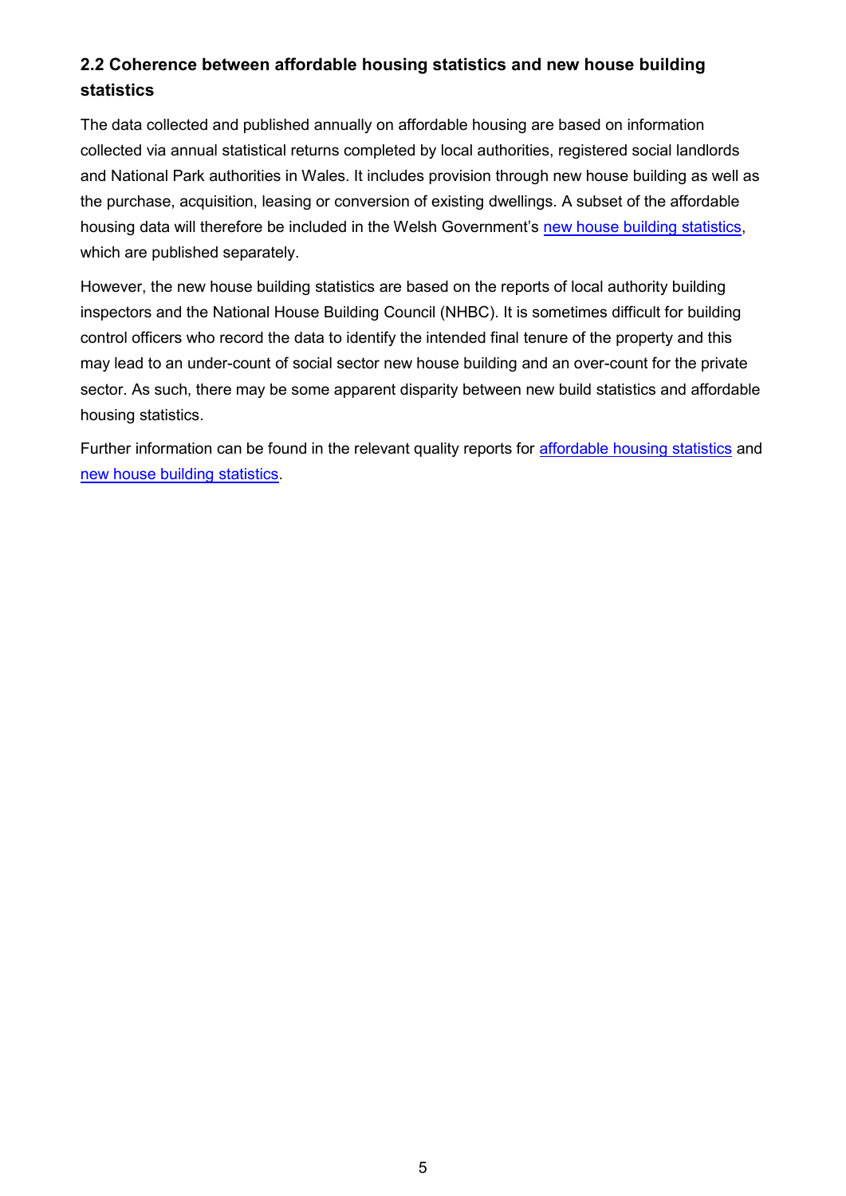## 2.2 Coherence between affordable housing statistics and new house building statistics

The data collected and published annually on affordable housing are based on information collected via annual statistical returns completed by local authorities, registered social landlords and National Park authorities in Wales. It includes provision through new house building as well as the purchase, acquisition, leasing or conversion of existing dwellings. A subset of the affordable housing data will therefore be included in the Welsh Government's new house building statistics, which are published separately.

However, the new house building statistics are based on the reports of local authority building inspectors and the National House Building Council (NHBC). It is sometimes difficult for building control officers who record the data to identify the intended final tenure of the property and this may lead to an under-count of social sector new house building and an over-count for the private sector. As such, there may be some apparent disparity between new build statistics and affordable housing statistics.

Further information can be found in the relevant quality reports for affordable housing statistics and new house building statistics.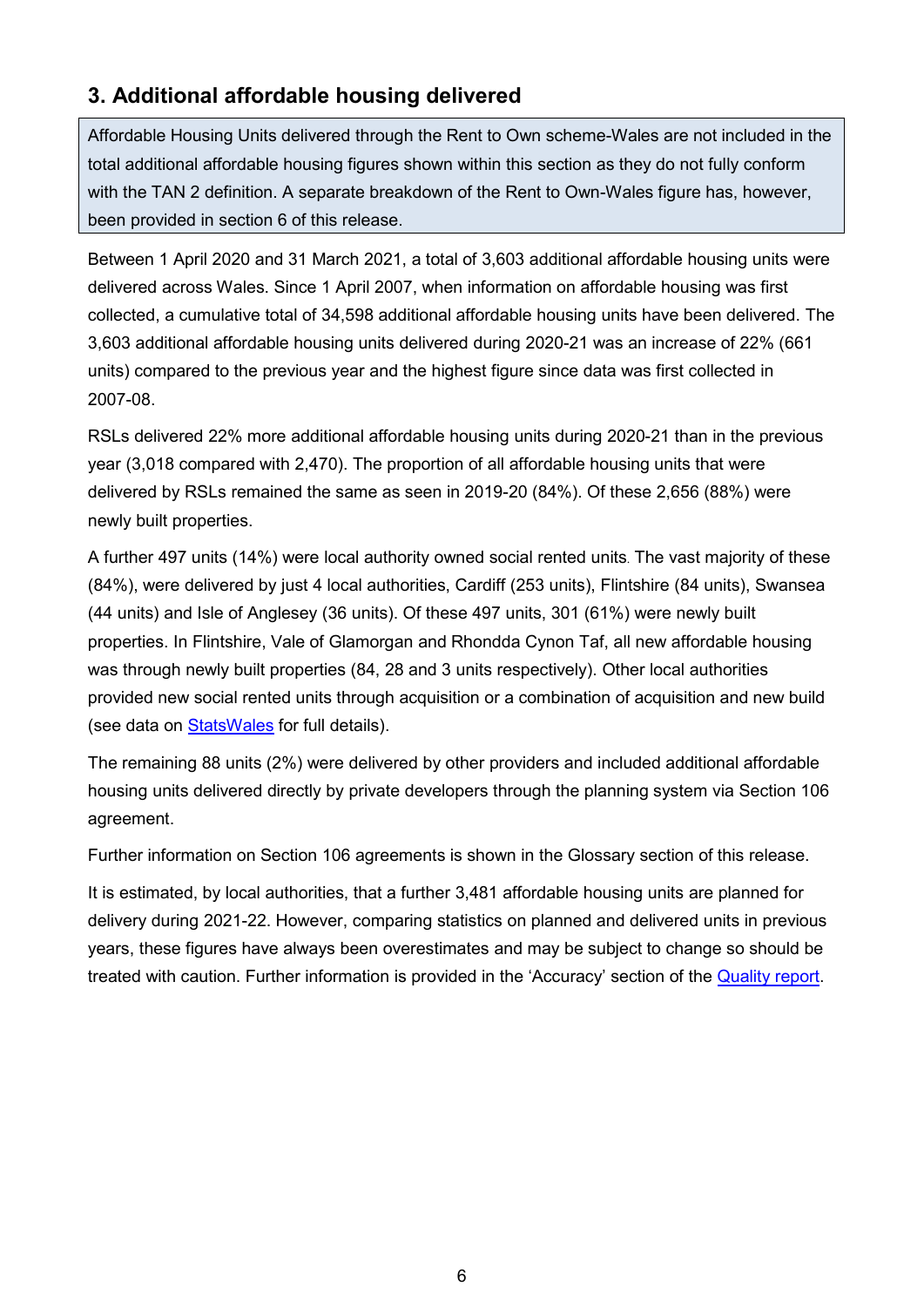## 3. Additional affordable housing delivered

Affordable Housing Units delivered through the Rent to Own scheme-Wales are not included in the total additional affordable housing figures shown within this section as they do not fully conform with the TAN 2 definition. A separate breakdown of the Rent to Own-Wales figure has, however, been provided in section 6 of this release.

Between 1 April 2020 and 31 March 2021, a total of 3,603 additional affordable housing units were delivered across Wales. Since 1 April 2007, when information on affordable housing was first collected, a cumulative total of 34,598 additional affordable housing units have been delivered. The 3,603 additional affordable housing units delivered during 2020-21 was an increase of 22% (661 units) compared to the previous year and the highest figure since data was first collected in 2007-08.

RSLs delivered 22% more additional affordable housing units during 2020-21 than in the previous year (3,018 compared with 2,470). The proportion of all affordable housing units that were delivered by RSLs remained the same as seen in 2019-20 (84%). Of these 2,656 (88%) were newly built properties.

A further 497 units (14%) were local authority owned social rented units. The vast majority of these (84%), were delivered by just 4 local authorities, Cardiff (253 units), Flintshire (84 units), Swansea (44 units) and Isle of Anglesey (36 units). Of these 497 units, 301 (61%) were newly built properties. In Flintshire, Vale of Glamorgan and Rhondda Cynon Taf, all new affordable housing was through newly built properties (84, 28 and 3 units respectively). Other local authorities provided new social rented units through acquisition or a combination of acquisition and new build (see data on [StatsWales](#) for full details).

The remaining 88 units (2%) were delivered by other providers and included additional affordable housing units delivered directly by private developers through the planning system via Section 106 agreement.

Further information on Section 106 agreements is shown in the Glossary section of this release.

It is estimated, by local authorities, that a further 3,481 affordable housing units are planned for delivery during 2021-22. However, comparing statistics on planned and delivered units in previous years, these figures have always been overestimates and may be subject to change so should be treated with caution. Further information is provided in the 'Accuracy' section of the [Quality report](#).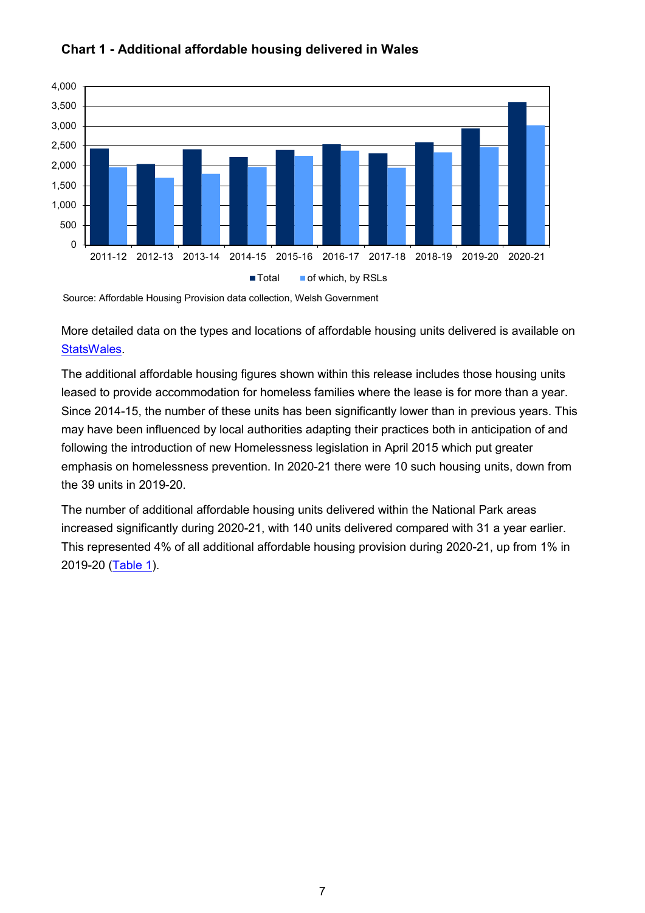**Chart 1 - Additional affordable housing delivered in Wales**

Source: Affordable Housing Provision data collection, Welsh Government

More detailed data on the types and locations of affordable housing units delivered is available on StatsWales.

The additional affordable housing figures shown within this release includes those housing units leased to provide accommodation for homeless families where the lease is for more than a year. Since 2014-15, the number of these units has been significantly lower than in previous years. This may have been influenced by local authorities adapting their practices both in anticipation of and following the introduction of new Homelessness legislation in April 2015 which put greater emphasis on homelessness prevention. In 2020-21 there were 10 such housing units, down from the 39 units in 2019-20.

The number of additional affordable housing units delivered within the National Park areas increased significantly during 2020-21, with 140 units delivered compared with 31 a year earlier. This represented 4% of all additional affordable housing provision during 2020-21, up from 1% in 2019-20 (Table 1).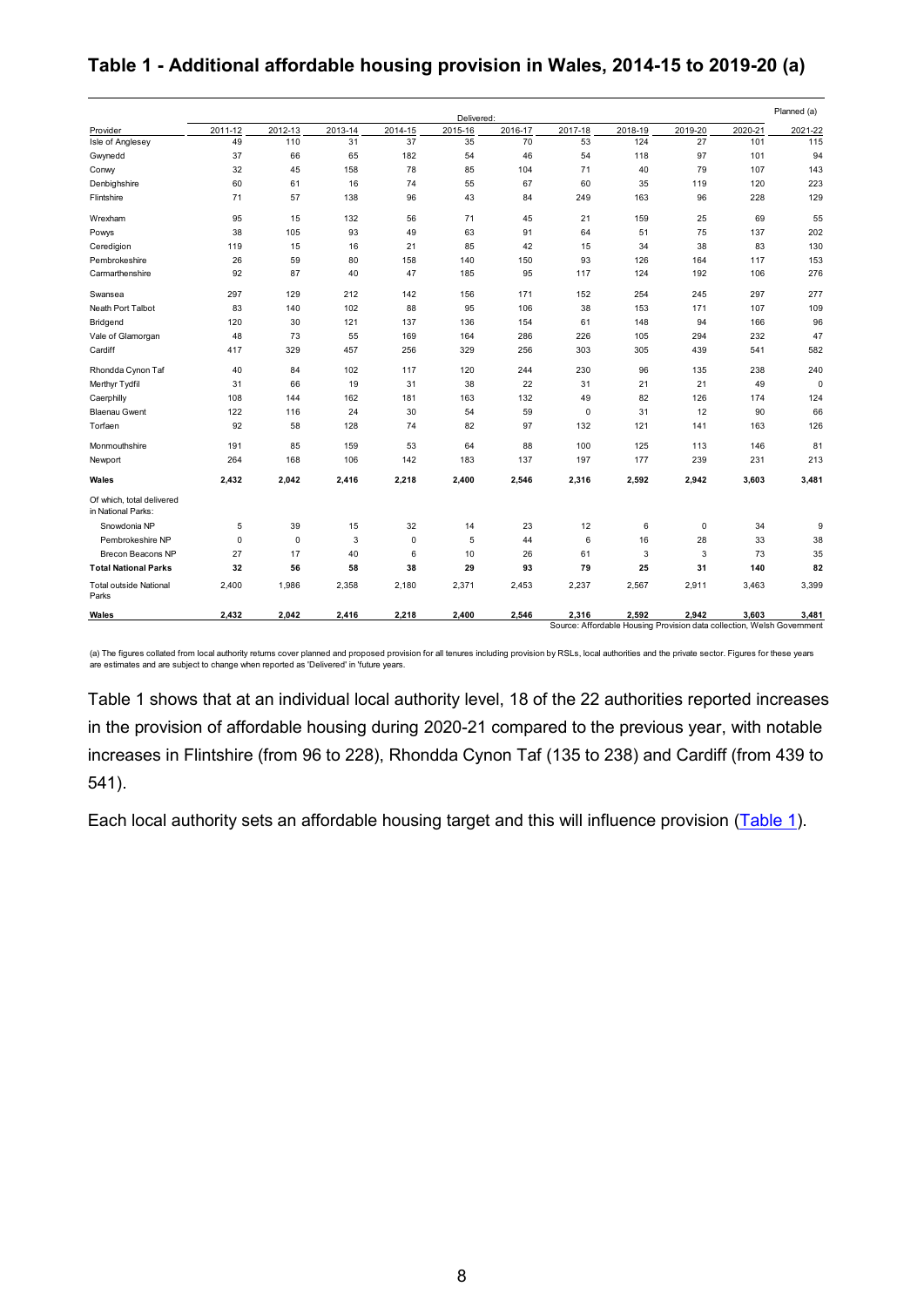## Table 1 - Additional affordable housing provision in Wales, 2014-15 to 2019-20 (a)

| | Delivered: | | | | | | | | | | Planned (a) |
|---|---|---|---|---|---|---|---|---|---|---|---|
| Provider | 2011-12 | 2012-13 | 2013-14 | 2014-15 | 2015-16 | 2016-17 | 2017-18 | 2018-19 | 2019-20 | 2020-21 | 2021-22 |
| Isle of Anglesey | 49 | 110 | 31 | 37 | 35 | 70 | 53 | 124 | 27 | 101 | 115 |
| Gwynedd | 37 | 66 | 65 | 182 | 54 | 46 | 54 | 118 | 97 | 101 | 94 |
| Conwy | 32 | 45 | 158 | 78 | 85 | 104 | 71 | 40 | 79 | 107 | 143 |
| Denbighshire | 60 | 61 | 16 | 74 | 55 | 67 | 60 | 35 | 119 | 120 | 223 |
| Flintshire | 71 | 57 | 138 | 96 | 43 | 84 | 249 | 163 | 96 | 228 | 129 |
| Wrexham | 95 | 15 | 132 | 56 | 71 | 45 | 21 | 159 | 25 | 69 | 55 |
| Powys | 38 | 105 | 93 | 49 | 63 | 91 | 64 | 51 | 75 | 137 | 202 |
| Ceredigion | 119 | 15 | 16 | 21 | 85 | 42 | 15 | 34 | 38 | 83 | 130 |
| Pembrokeshire | 26 | 59 | 80 | 158 | 140 | 150 | 93 | 126 | 164 | 117 | 153 |
| Carmarthenshire | 92 | 87 | 40 | 47 | 185 | 95 | 117 | 124 | 192 | 106 | 276 |
| Swansea | 297 | 129 | 212 | 142 | 156 | 171 | 152 | 254 | 245 | 297 | 277 |
| Neath Port Talbot | 83 | 140 | 102 | 88 | 95 | 106 | 38 | 153 | 171 | 107 | 109 |
| Bridgend | 120 | 30 | 121 | 137 | 136 | 154 | 61 | 148 | 94 | 166 | 96 |
| Vale of Glamorgan | 48 | 73 | 55 | 169 | 164 | 286 | 226 | 105 | 294 | 232 | 47 |
| Cardiff | 417 | 329 | 457 | 256 | 329 | 256 | 303 | 305 | 439 | 541 | 582 |
| Rhondda Cynon Taf | 40 | 84 | 102 | 117 | 120 | 244 | 230 | 96 | 135 | 238 | 240 |
| Merthyr Tydfil | 31 | 66 | 19 | 31 | 38 | 22 | 31 | 21 | 21 | 49 | 0 |
| Caerphilly | 108 | 144 | 162 | 181 | 163 | 132 | 49 | 82 | 126 | 174 | 124 |
| Blaenau Gwent | 122 | 116 | 24 | 30 | 54 | 59 | 0 | 31 | 12 | 90 | 66 |
| Torfaen | 92 | 58 | 128 | 74 | 82 | 97 | 132 | 121 | 141 | 163 | 126 |
| Monmouthshire | 191 | 85 | 159 | 53 | 64 | 88 | 100 | 125 | 113 | 146 | 81 |
| Newport | 264 | 168 | 106 | 142 | 183 | 137 | 197 | 177 | 239 | 231 | 213 |
| **Wales** | **2,432** | **2,042** | **2,416** | **2,218** | **2,400** | **2,546** | **2,316** | **2,592** | **2,942** | **3,603** | **3,481** |
| Of which, total delivered in National Parks: | | | | | | | | | | | |
| Snowdonia NP | 5 | 39 | 15 | 32 | 14 | 23 | 12 | 6 | 0 | 34 | 9 |
| Pembrokeshire NP | 0 | 0 | 3 | 0 | 5 | 44 | 6 | 16 | 28 | 33 | 38 |
| Brecon Beacons NP | 27 | 17 | 40 | 6 | 10 | 26 | 61 | 3 | 3 | 73 | 35 |
| **Total National Parks** | **32** | **56** | **58** | **38** | **29** | **93** | **79** | **25** | **31** | **140** | **82** |
| Total outside National Parks | 2,400 | 1,986 | 2,358 | 2,180 | 2,371 | 2,453 | 2,237 | 2,567 | 2,911 | 3,463 | 3,399 |
| **Wales** | **2,432** | **2,042** | **2,416** | **2,218** | **2,400** | **2,546** | **2,316** | **2,592** | **2,942** | **3,603** | **3,481** |

Source: Affordable Housing Provision data collection, Welsh Government

(a) The figures collated from local authority returns cover planned and proposed provision for all tenures including provision by RSLs, local authorities and the private sector. Figures for these years are estimates and are subject to change when reported as 'Delivered' in 'future years.

Table 1 shows that at an individual local authority level, 18 of the 22 authorities reported increases in the provision of affordable housing during 2020-21 compared to the previous year, with notable increases in Flintshire (from 96 to 228), Rhondda Cynon Taf (135 to 238) and Cardiff (from 439 to 541).

Each local authority sets an affordable housing target and this will influence provision (Table 1).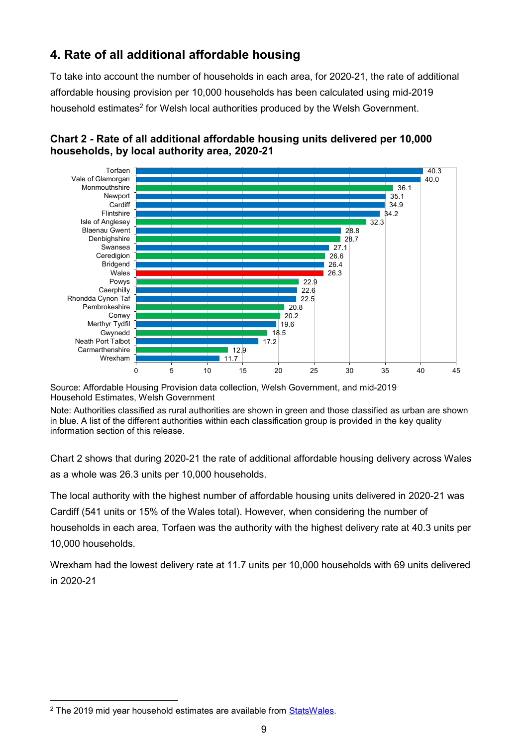## 4. Rate of all additional affordable housing

To take into account the number of households in each area, for 2020-21, the rate of additional affordable housing provision per 10,000 households has been calculated using mid-2019 household estimates[2] for Welsh local authorities produced by the Welsh Government.

**Chart 2 - Rate of all additional affordable housing units delivered per 10,000 households, by local authority area, 2020-21**

| Local authority | Rate per 10,000 households |
|---|---|
| Torfaen | 40.3 |
| Vale of Glamorgan | 40.0 |
| Monmouthshire | 36.1 |
| Newport | 35.1 |
| Cardiff | 34.9 |
| Flintshire | 34.2 |
| Isle of Anglesey | 32.3 |
| Blaenau Gwent | 28.8 |
| Denbighshire | 28.7 |
| Swansea | 27.1 |
| Ceredigion | 26.6 |
| Bridgend | 26.4 |
| Wales | 26.3 |
| Powys | 22.9 |
| Caerphilly | 22.6 |
| Rhondda Cynon Taf | 22.5 |
| Pembrokeshire | 20.8 |
| Conwy | 20.2 |
| Merthyr Tydfil | 19.6 |
| Gwynedd | 18.5 |
| Neath Port Talbot | 17.2 |
| Carmarthenshire | 12.9 |
| Wrexham | 11.7 |

Source: Affordable Housing Provision data collection, Welsh Government, and mid-2019 Household Estimates, Welsh Government

Note: Authorities classified as rural authorities are shown in green and those classified as urban are shown in blue. A list of the different authorities within each classification group is provided in the key quality information section of this release.

Chart 2 shows that during 2020-21 the rate of additional affordable housing delivery across Wales as a whole was 26.3 units per 10,000 households.

The local authority with the highest number of affordable housing units delivered in 2020-21 was Cardiff (541 units or 15% of the Wales total). However, when considering the number of households in each area, Torfaen was the authority with the highest delivery rate at 40.3 units per 10,000 households.

Wrexham had the lowest delivery rate at 11.7 units per 10,000 households with 69 units delivered in 2020-21

[2] The 2019 mid year household estimates are available from StatsWales.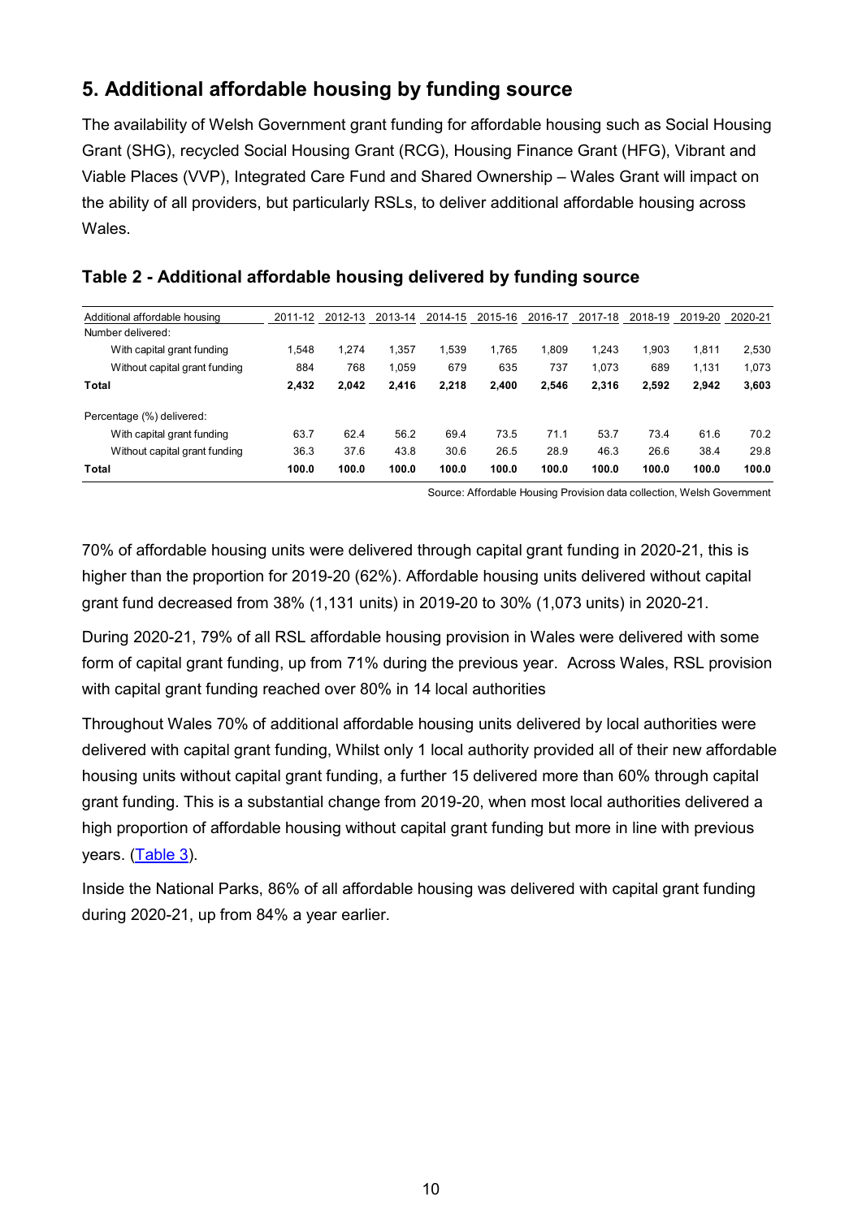## 5. Additional affordable housing by funding source

The availability of Welsh Government grant funding for affordable housing such as Social Housing Grant (SHG), recycled Social Housing Grant (RCG), Housing Finance Grant (HFG), Vibrant and Viable Places (VVP), Integrated Care Fund and Shared Ownership – Wales Grant will impact on the ability of all providers, but particularly RSLs, to deliver additional affordable housing across Wales.

### Table 2 - Additional affordable housing delivered by funding source

| Additional affordable housing | 2011-12 | 2012-13 | 2013-14 | 2014-15 | 2015-16 | 2016-17 | 2017-18 | 2018-19 | 2019-20 | 2020-21 |
|---|---|---|---|---|---|---|---|---|---|---|
| Number delivered: | | | | | | | | | | |
| With capital grant funding | 1,548 | 1,274 | 1,357 | 1,539 | 1,765 | 1,809 | 1,243 | 1,903 | 1,811 | 2,530 |
| Without capital grant funding | 884 | 768 | 1,059 | 679 | 635 | 737 | 1,073 | 689 | 1,131 | 1,073 |
| **Total** | **2,432** | **2,042** | **2,416** | **2,218** | **2,400** | **2,546** | **2,316** | **2,592** | **2,942** | **3,603** |
| Percentage (%) delivered: | | | | | | | | | | |
| With capital grant funding | 63.7 | 62.4 | 56.2 | 69.4 | 73.5 | 71.1 | 53.7 | 73.4 | 61.6 | 70.2 |
| Without capital grant funding | 36.3 | 37.6 | 43.8 | 30.6 | 26.5 | 28.9 | 46.3 | 26.6 | 38.4 | 29.8 |
| **Total** | **100.0** | **100.0** | **100.0** | **100.0** | **100.0** | **100.0** | **100.0** | **100.0** | **100.0** | **100.0** |

Source: Affordable Housing Provision data collection, Welsh Government

70% of affordable housing units were delivered through capital grant funding in 2020-21, this is higher than the proportion for 2019-20 (62%). Affordable housing units delivered without capital grant fund decreased from 38% (1,131 units) in 2019-20 to 30% (1,073 units) in 2020-21.

During 2020-21, 79% of all RSL affordable housing provision in Wales were delivered with some form of capital grant funding, up from 71% during the previous year. Across Wales, RSL provision with capital grant funding reached over 80% in 14 local authorities

Throughout Wales 70% of additional affordable housing units delivered by local authorities were delivered with capital grant funding, Whilst only 1 local authority provided all of their new affordable housing units without capital grant funding, a further 15 delivered more than 60% through capital grant funding. This is a substantial change from 2019-20, when most local authorities delivered a high proportion of affordable housing without capital grant funding but more in line with previous years. (Table 3).

Inside the National Parks, 86% of all affordable housing was delivered with capital grant funding during 2020-21, up from 84% a year earlier.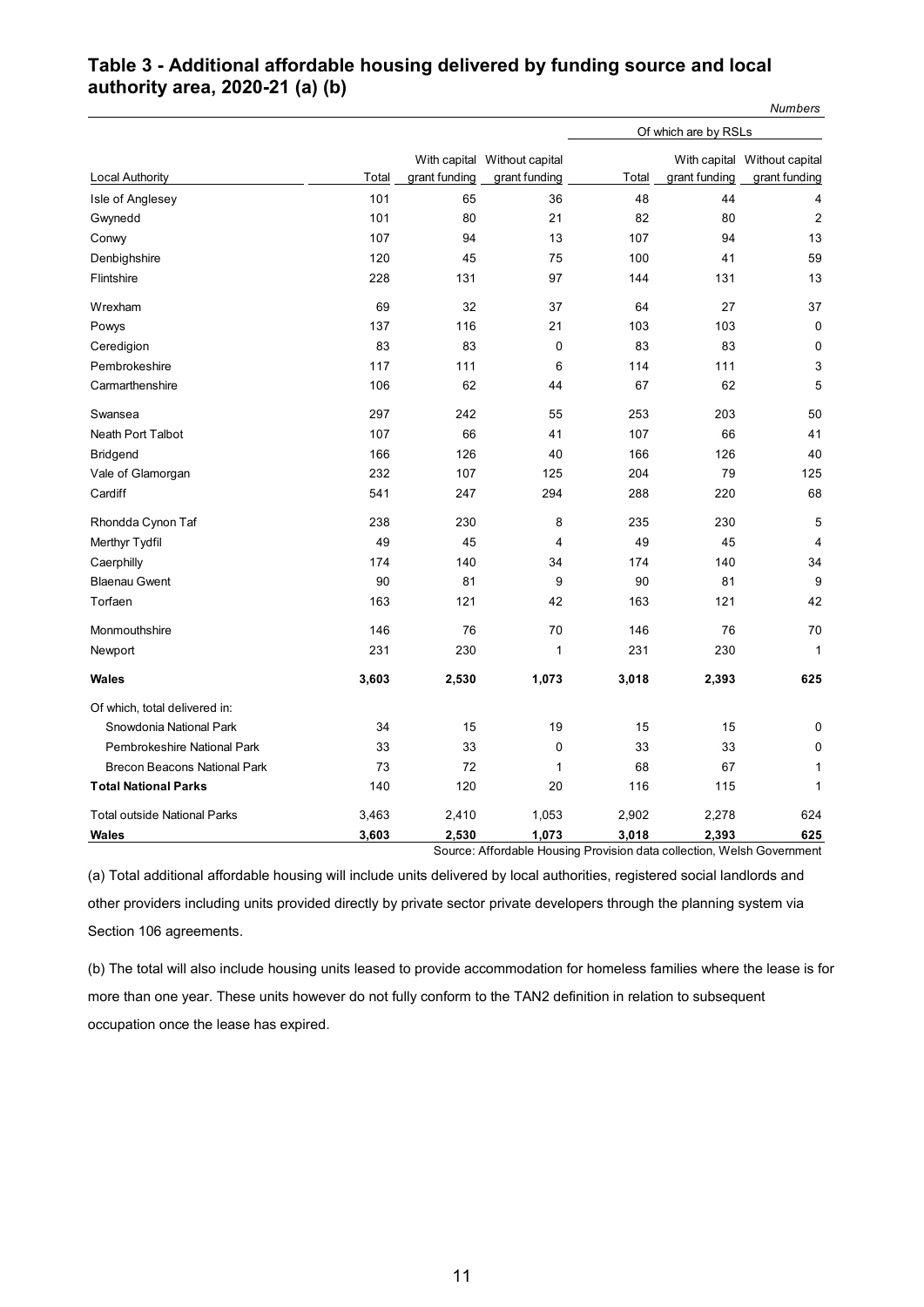## Table 3 - Additional affordable housing delivered by funding source and local authority area, 2020-21 (a) (b)

*Numbers*

| | | | | Of which are by RSLs | | |
|---|---|---|---|---|---|---|
| Local Authority | Total | With capital grant funding | Without capital grant funding | Total | With capital grant funding | Without capital grant funding |
| Isle of Anglesey | 101 | 65 | 36 | 48 | 44 | 4 |
| Gwynedd | 101 | 80 | 21 | 82 | 80 | 2 |
| Conwy | 107 | 94 | 13 | 107 | 94 | 13 |
| Denbighshire | 120 | 45 | 75 | 100 | 41 | 59 |
| Flintshire | 228 | 131 | 97 | 144 | 131 | 13 |
| Wrexham | 69 | 32 | 37 | 64 | 27 | 37 |
| Powys | 137 | 116 | 21 | 103 | 103 | 0 |
| Ceredigion | 83 | 83 | 0 | 83 | 83 | 0 |
| Pembrokeshire | 117 | 111 | 6 | 114 | 111 | 3 |
| Carmarthenshire | 106 | 62 | 44 | 67 | 62 | 5 |
| Swansea | 297 | 242 | 55 | 253 | 203 | 50 |
| Neath Port Talbot | 107 | 66 | 41 | 107 | 66 | 41 |
| Bridgend | 166 | 126 | 40 | 166 | 126 | 40 |
| Vale of Glamorgan | 232 | 107 | 125 | 204 | 79 | 125 |
| Cardiff | 541 | 247 | 294 | 288 | 220 | 68 |
| Rhondda Cynon Taf | 238 | 230 | 8 | 235 | 230 | 5 |
| Merthyr Tydfil | 49 | 45 | 4 | 49 | 45 | 4 |
| Caerphilly | 174 | 140 | 34 | 174 | 140 | 34 |
| Blaenau Gwent | 90 | 81 | 9 | 90 | 81 | 9 |
| Torfaen | 163 | 121 | 42 | 163 | 121 | 42 |
| Monmouthshire | 146 | 76 | 70 | 146 | 76 | 70 |
| Newport | 231 | 230 | 1 | 231 | 230 | 1 |
| **Wales** | **3,603** | **2,530** | **1,073** | **3,018** | **2,393** | **625** |
| Of which, total delivered in: | | | | | | |
| Snowdonia National Park | 34 | 15 | 19 | 15 | 15 | 0 |
| Pembrokeshire National Park | 33 | 33 | 0 | 33 | 33 | 0 |
| Brecon Beacons National Park | 73 | 72 | 1 | 68 | 67 | 1 |
| **Total National Parks** | **140** | **120** | **20** | **116** | **115** | **1** |
| Total outside National Parks | 3,463 | 2,410 | 1,053 | 2,902 | 2,278 | 624 |
| **Wales** | **3,603** | **2,530** | **1,073** | **3,018** | **2,393** | **625** |

Source: Affordable Housing Provision data collection, Welsh Government

(a) Total additional affordable housing will include units delivered by local authorities, registered social landlords and other providers including units provided directly by private sector private developers through the planning system via Section 106 agreements.

(b) The total will also include housing units leased to provide accommodation for homeless families where the lease is for more than one year. These units however do not fully conform to the TAN2 definition in relation to subsequent occupation once the lease has expired.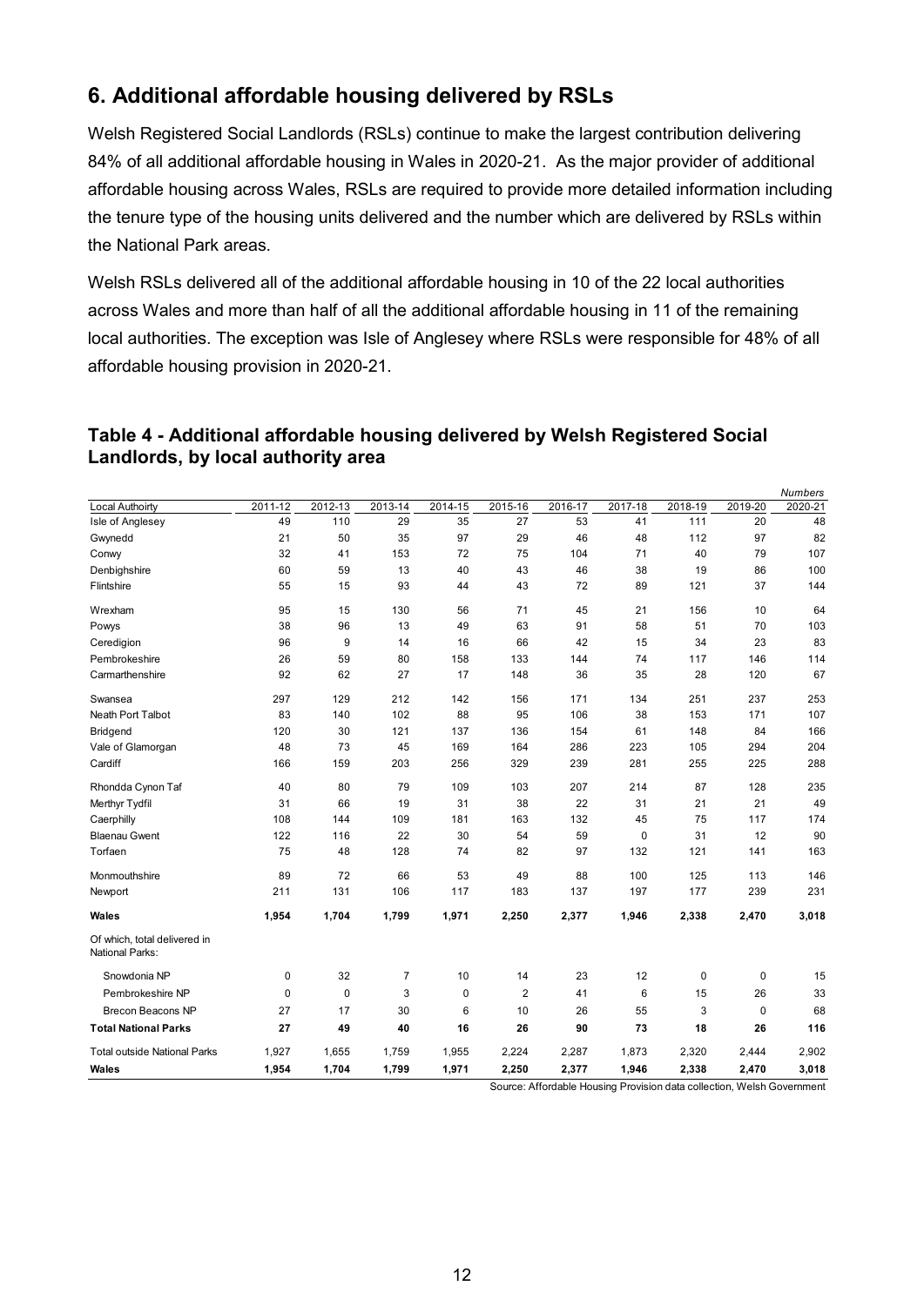## 6. Additional affordable housing delivered by RSLs

Welsh Registered Social Landlords (RSLs) continue to make the largest contribution delivering 84% of all additional affordable housing in Wales in 2020-21. As the major provider of additional affordable housing across Wales, RSLs are required to provide more detailed information including the tenure type of the housing units delivered and the number which are delivered by RSLs within the National Park areas.

Welsh RSLs delivered all of the additional affordable housing in 10 of the 22 local authorities across Wales and more than half of all the additional affordable housing in 11 of the remaining local authorities. The exception was Isle of Anglesey where RSLs were responsible for 48% of all affordable housing provision in 2020-21.

### Table 4 - Additional affordable housing delivered by Welsh Registered Social Landlords, by local authority area

*Numbers*

| Local Authoirty | 2011-12 | 2012-13 | 2013-14 | 2014-15 | 2015-16 | 2016-17 | 2017-18 | 2018-19 | 2019-20 | 2020-21 |
|---|---|---|---|---|---|---|---|---|---|---|
| Isle of Anglesey | 49 | 110 | 29 | 35 | 27 | 53 | 41 | 111 | 20 | 48 |
| Gwynedd | 21 | 50 | 35 | 97 | 29 | 46 | 48 | 112 | 97 | 82 |
| Conwy | 32 | 41 | 153 | 72 | 75 | 104 | 71 | 40 | 79 | 107 |
| Denbighshire | 60 | 59 | 13 | 40 | 43 | 46 | 38 | 19 | 86 | 100 |
| Flintshire | 55 | 15 | 93 | 44 | 43 | 72 | 89 | 121 | 37 | 144 |
| Wrexham | 95 | 15 | 130 | 56 | 71 | 45 | 21 | 156 | 10 | 64 |
| Powys | 38 | 96 | 13 | 49 | 63 | 91 | 58 | 51 | 70 | 103 |
| Ceredigion | 96 | 9 | 14 | 16 | 66 | 42 | 15 | 34 | 23 | 83 |
| Pembrokeshire | 26 | 59 | 80 | 158 | 133 | 144 | 74 | 117 | 146 | 114 |
| Carmarthenshire | 92 | 62 | 27 | 17 | 148 | 36 | 35 | 28 | 120 | 67 |
| Swansea | 297 | 129 | 212 | 142 | 156 | 171 | 134 | 251 | 237 | 253 |
| Neath Port Talbot | 83 | 140 | 102 | 88 | 95 | 106 | 38 | 153 | 171 | 107 |
| Bridgend | 120 | 30 | 121 | 137 | 136 | 154 | 61 | 148 | 84 | 166 |
| Vale of Glamorgan | 48 | 73 | 45 | 169 | 164 | 286 | 223 | 105 | 294 | 204 |
| Cardiff | 166 | 159 | 203 | 256 | 329 | 239 | 281 | 255 | 225 | 288 |
| Rhondda Cynon Taf | 40 | 80 | 79 | 109 | 103 | 207 | 214 | 87 | 128 | 235 |
| Merthyr Tydfil | 31 | 66 | 19 | 31 | 38 | 22 | 31 | 21 | 21 | 49 |
| Caerphilly | 108 | 144 | 109 | 181 | 163 | 132 | 45 | 75 | 117 | 174 |
| Blaenau Gwent | 122 | 116 | 22 | 30 | 54 | 59 | 0 | 31 | 12 | 90 |
| Torfaen | 75 | 48 | 128 | 74 | 82 | 97 | 132 | 121 | 141 | 163 |
| Monmouthshire | 89 | 72 | 66 | 53 | 49 | 88 | 100 | 125 | 113 | 146 |
| Newport | 211 | 131 | 106 | 117 | 183 | 137 | 197 | 177 | 239 | 231 |
| **Wales** | **1,954** | **1,704** | **1,799** | **1,971** | **2,250** | **2,377** | **1,946** | **2,338** | **2,470** | **3,018** |
| Of which, total delivered in National Parks: | | | | | | | | | | |
| Snowdonia NP | 0 | 32 | 7 | 10 | 14 | 23 | 12 | 0 | 0 | 15 |
| Pembrokeshire NP | 0 | 0 | 3 | 0 | 2 | 41 | 6 | 15 | 26 | 33 |
| Brecon Beacons NP | 27 | 17 | 30 | 6 | 10 | 26 | 55 | 3 | 0 | 68 |
| **Total National Parks** | **27** | **49** | **40** | **16** | **26** | **90** | **73** | **18** | **26** | **116** |
| Total outside National Parks | 1,927 | 1,655 | 1,759 | 1,955 | 2,224 | 2,287 | 1,873 | 2,320 | 2,444 | 2,902 |
| **Wales** | **1,954** | **1,704** | **1,799** | **1,971** | **2,250** | **2,377** | **1,946** | **2,338** | **2,470** | **3,018** |

Source: Affordable Housing Provision data collection, Welsh Government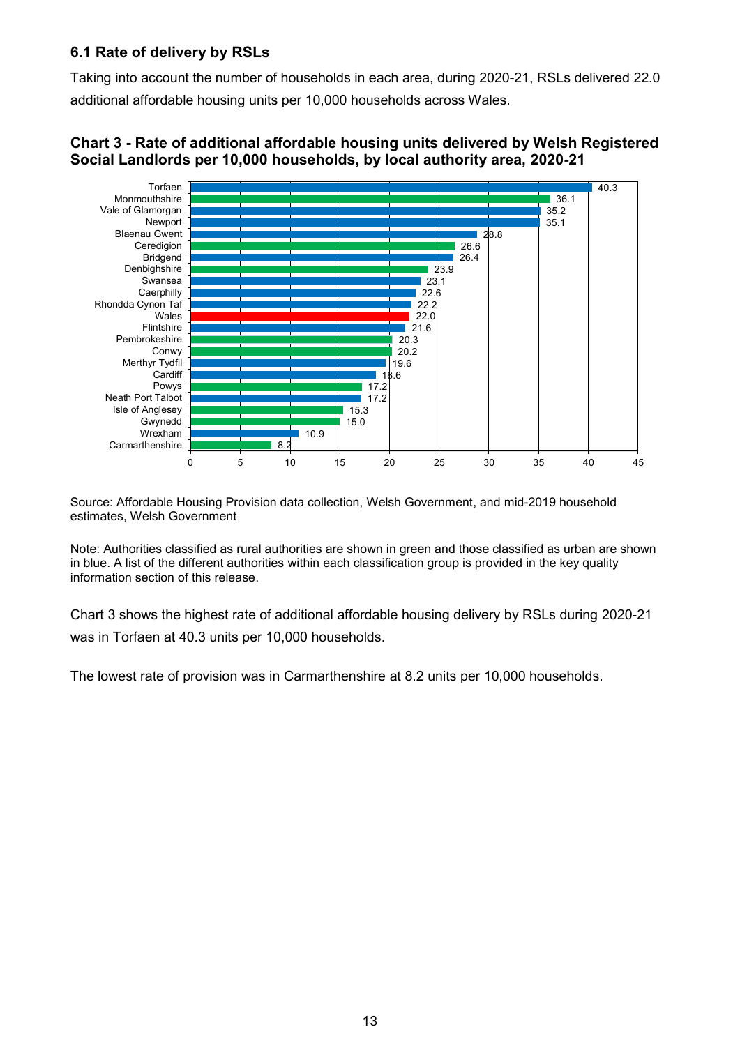### 6.1 Rate of delivery by RSLs

Taking into account the number of households in each area, during 2020-21, RSLs delivered 22.0 additional affordable housing units per 10,000 households across Wales.

**Chart 3 - Rate of additional affordable housing units delivered by Welsh Registered Social Landlords per 10,000 households, by local authority area, 2020-21**

| Local authority | Rate per 10,000 households |
|---|---|
| Torfaen | 40.3 |
| Monmouthshire | 36.1 |
| Vale of Glamorgan | 35.2 |
| Newport | 35.1 |
| Blaenau Gwent | 28.8 |
| Ceredigion | 26.6 |
| Bridgend | 26.4 |
| Denbighshire | 23.9 |
| Swansea | 23.1 |
| Caerphilly | 22.6 |
| Rhondda Cynon Taf | 22.2 |
| Wales | 22.0 |
| Flintshire | 21.6 |
| Pembrokeshire | 20.3 |
| Conwy | 20.2 |
| Merthyr Tydfil | 19.6 |
| Cardiff | 18.6 |
| Powys | 17.2 |
| Neath Port Talbot | 17.2 |
| Isle of Anglesey | 15.3 |
| Gwynedd | 15.0 |
| Wrexham | 10.9 |
| Carmarthenshire | 8.2 |

Source: Affordable Housing Provision data collection, Welsh Government, and mid-2019 household estimates, Welsh Government

Note: Authorities classified as rural authorities are shown in green and those classified as urban are shown in blue. A list of the different authorities within each classification group is provided in the key quality information section of this release.

Chart 3 shows the highest rate of additional affordable housing delivery by RSLs during 2020-21 was in Torfaen at 40.3 units per 10,000 households.

The lowest rate of provision was in Carmarthenshire at 8.2 units per 10,000 households.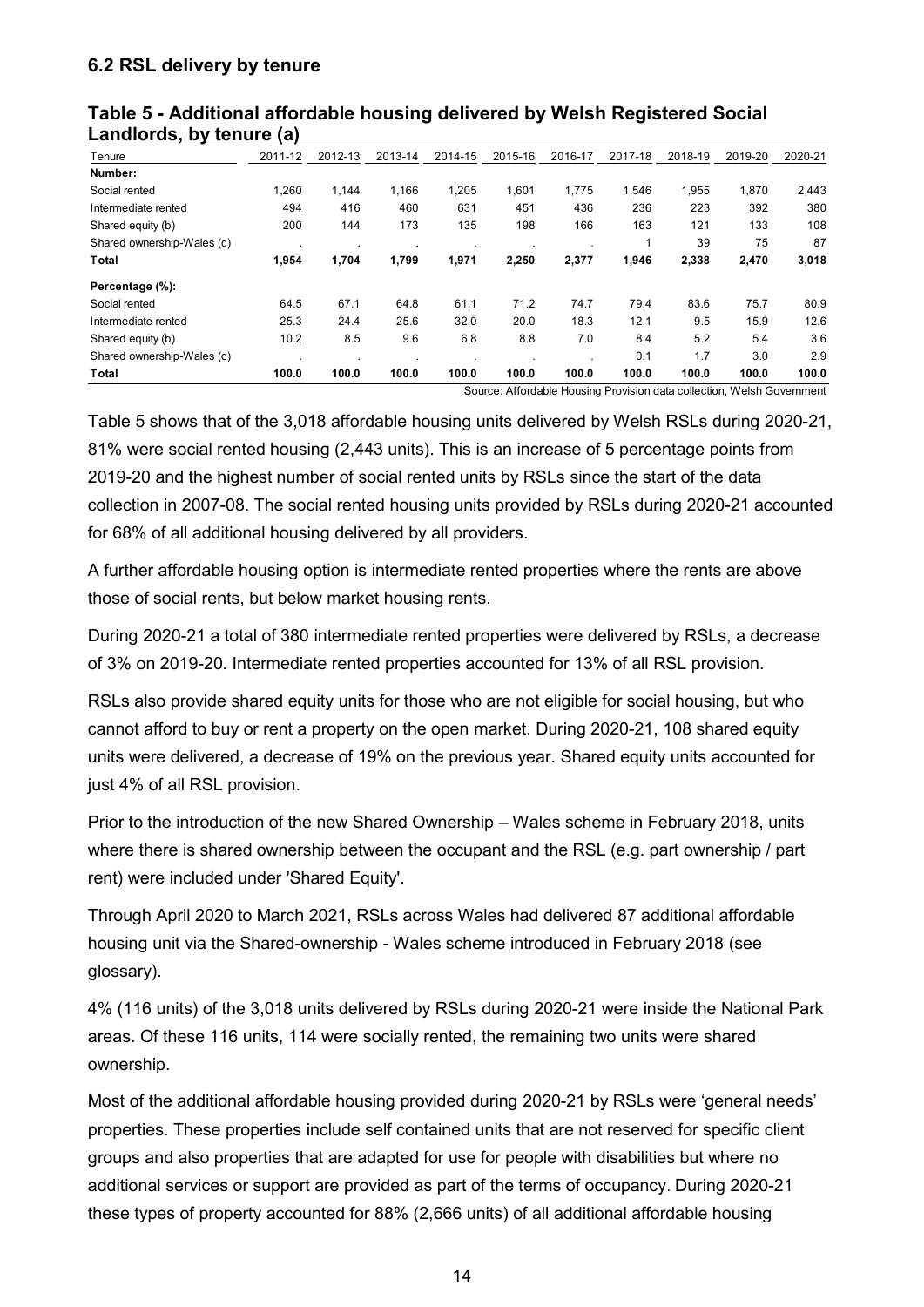### 6.2 RSL delivery by tenure

**Table 5 - Additional affordable housing delivered by Welsh Registered Social Landlords, by tenure (a)**

| Tenure | 2011-12 | 2012-13 | 2013-14 | 2014-15 | 2015-16 | 2016-17 | 2017-18 | 2018-19 | 2019-20 | 2020-21 |
|---|---|---|---|---|---|---|---|---|---|---|
| **Number:** | | | | | | | | | | |
| Social rented | 1,260 | 1,144 | 1,166 | 1,205 | 1,601 | 1,775 | 1,546 | 1,955 | 1,870 | 2,443 |
| Intermediate rented | 494 | 416 | 460 | 631 | 451 | 436 | 236 | 223 | 392 | 380 |
| Shared equity (b) | 200 | 144 | 173 | 135 | 198 | 166 | 163 | 121 | 133 | 108 |
| Shared ownership-Wales (c) | . | . | . | . | . | . | 1 | 39 | 75 | 87 |
| **Total** | **1,954** | **1,704** | **1,799** | **1,971** | **2,250** | **2,377** | **1,946** | **2,338** | **2,470** | **3,018** |
| **Percentage (%):** | | | | | | | | | | |
| Social rented | 64.5 | 67.1 | 64.8 | 61.1 | 71.2 | 74.7 | 79.4 | 83.6 | 75.7 | 80.9 |
| Intermediate rented | 25.3 | 24.4 | 25.6 | 32.0 | 20.0 | 18.3 | 12.1 | 9.5 | 15.9 | 12.6 |
| Shared equity (b) | 10.2 | 8.5 | 9.6 | 6.8 | 8.8 | 7.0 | 8.4 | 5.2 | 5.4 | 3.6 |
| Shared ownership-Wales (c) | . | . | . | . | . | . | 0.1 | 1.7 | 3.0 | 2.9 |
| **Total** | **100.0** | **100.0** | **100.0** | **100.0** | **100.0** | **100.0** | **100.0** | **100.0** | **100.0** | **100.0** |

Source: Affordable Housing Provision data collection, Welsh Government

Table 5 shows that of the 3,018 affordable housing units delivered by Welsh RSLs during 2020-21, 81% were social rented housing (2,443 units). This is an increase of 5 percentage points from 2019-20 and the highest number of social rented units by RSLs since the start of the data collection in 2007-08. The social rented housing units provided by RSLs during 2020-21 accounted for 68% of all additional housing delivered by all providers.

A further affordable housing option is intermediate rented properties where the rents are above those of social rents, but below market housing rents.

During 2020-21 a total of 380 intermediate rented properties were delivered by RSLs, a decrease of 3% on 2019-20. Intermediate rented properties accounted for 13% of all RSL provision.

RSLs also provide shared equity units for those who are not eligible for social housing, but who cannot afford to buy or rent a property on the open market. During 2020-21, 108 shared equity units were delivered, a decrease of 19% on the previous year. Shared equity units accounted for just 4% of all RSL provision.

Prior to the introduction of the new Shared Ownership – Wales scheme in February 2018, units where there is shared ownership between the occupant and the RSL (e.g. part ownership / part rent) were included under 'Shared Equity'.

Through April 2020 to March 2021, RSLs across Wales had delivered 87 additional affordable housing unit via the Shared-ownership - Wales scheme introduced in February 2018 (see glossary).

4% (116 units) of the 3,018 units delivered by RSLs during 2020-21 were inside the National Park areas. Of these 116 units, 114 were socially rented, the remaining two units were shared ownership.

Most of the additional affordable housing provided during 2020-21 by RSLs were 'general needs' properties. These properties include self contained units that are not reserved for specific client groups and also properties that are adapted for use for people with disabilities but where no additional services or support are provided as part of the terms of occupancy. During 2020-21 these types of property accounted for 88% (2,666 units) of all additional affordable housing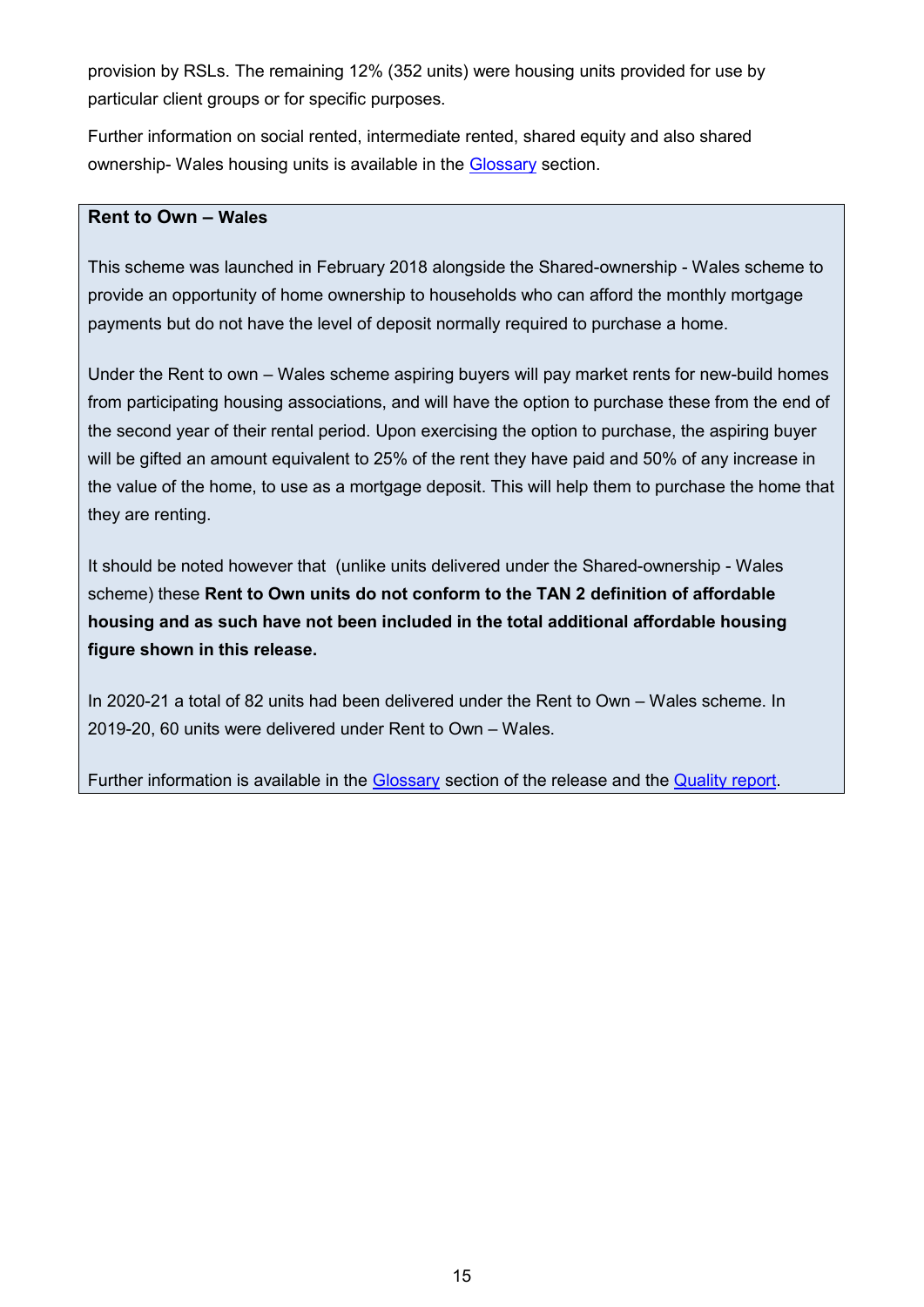provision by RSLs. The remaining 12% (352 units) were housing units provided for use by particular client groups or for specific purposes.

Further information on social rented, intermediate rented, shared equity and also shared ownership- Wales housing units is available in the [Glossary](#) section.

**Rent to Own – Wales**

This scheme was launched in February 2018 alongside the Shared-ownership - Wales scheme to provide an opportunity of home ownership to households who can afford the monthly mortgage payments but do not have the level of deposit normally required to purchase a home.

Under the Rent to own – Wales scheme aspiring buyers will pay market rents for new-build homes from participating housing associations, and will have the option to purchase these from the end of the second year of their rental period. Upon exercising the option to purchase, the aspiring buyer will be gifted an amount equivalent to 25% of the rent they have paid and 50% of any increase in the value of the home, to use as a mortgage deposit. This will help them to purchase the home that they are renting.

It should be noted however that (unlike units delivered under the Shared-ownership - Wales scheme) these **Rent to Own units do not conform to the TAN 2 definition of affordable housing and as such have not been included in the total additional affordable housing figure shown in this release.**

In 2020-21 a total of 82 units had been delivered under the Rent to Own – Wales scheme. In 2019-20, 60 units were delivered under Rent to Own – Wales.

Further information is available in the [Glossary](#) section of the release and the [Quality report](#).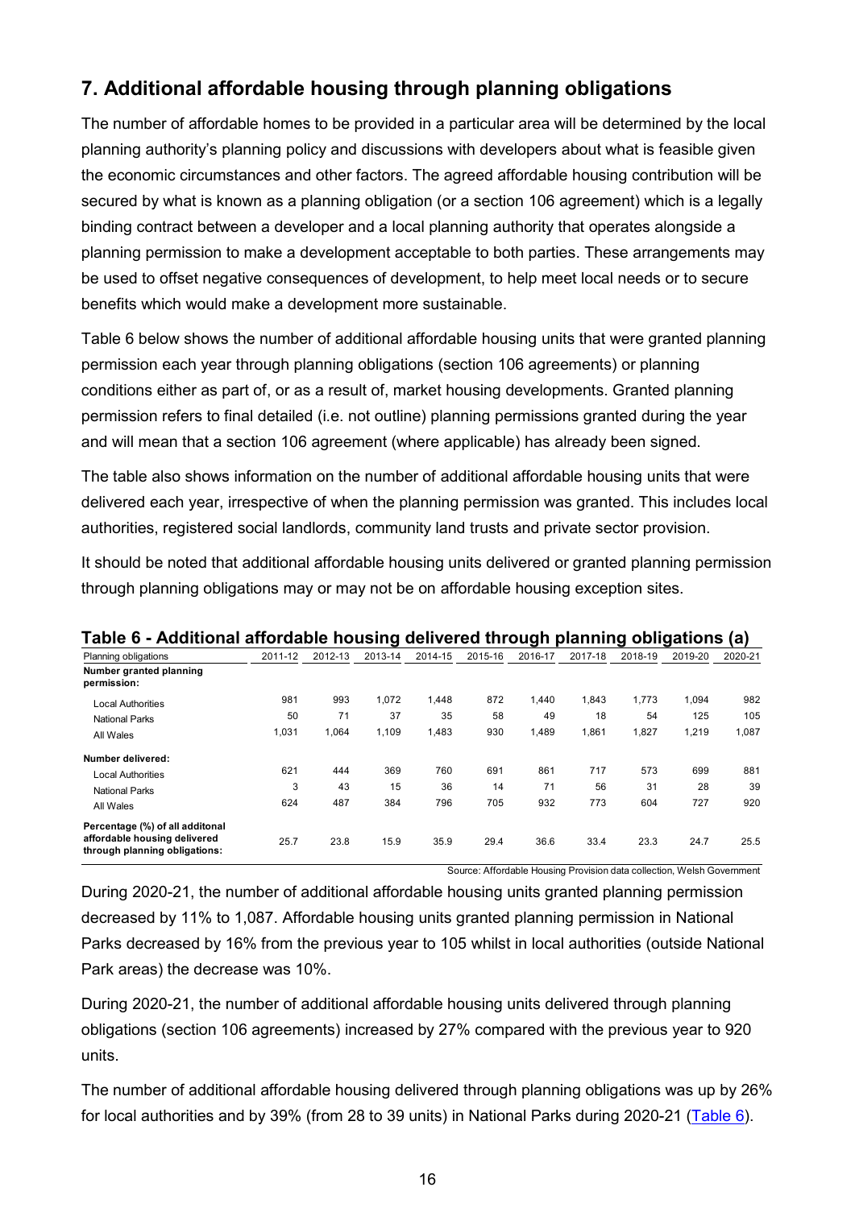## 7. Additional affordable housing through planning obligations

The number of affordable homes to be provided in a particular area will be determined by the local planning authority's planning policy and discussions with developers about what is feasible given the economic circumstances and other factors. The agreed affordable housing contribution will be secured by what is known as a planning obligation (or a section 106 agreement) which is a legally binding contract between a developer and a local planning authority that operates alongside a planning permission to make a development acceptable to both parties. These arrangements may be used to offset negative consequences of development, to help meet local needs or to secure benefits which would make a development more sustainable.

Table 6 below shows the number of additional affordable housing units that were granted planning permission each year through planning obligations (section 106 agreements) or planning conditions either as part of, or as a result of, market housing developments. Granted planning permission refers to final detailed (i.e. not outline) planning permissions granted during the year and will mean that a section 106 agreement (where applicable) has already been signed.

The table also shows information on the number of additional affordable housing units that were delivered each year, irrespective of when the planning permission was granted. This includes local authorities, registered social landlords, community land trusts and private sector provision.

It should be noted that additional affordable housing units delivered or granted planning permission through planning obligations may or may not be on affordable housing exception sites.

**Table 6 - Additional affordable housing delivered through planning obligations (a)**

| Planning obligations | 2011-12 | 2012-13 | 2013-14 | 2014-15 | 2015-16 | 2016-17 | 2017-18 | 2018-19 | 2019-20 | 2020-21 |
|---|---|---|---|---|---|---|---|---|---|---|
| **Number granted planning permission:** | | | | | | | | | | |
| Local Authorities | 981 | 993 | 1,072 | 1,448 | 872 | 1,440 | 1,843 | 1,773 | 1,094 | 982 |
| National Parks | 50 | 71 | 37 | 35 | 58 | 49 | 18 | 54 | 125 | 105 |
| All Wales | 1,031 | 1,064 | 1,109 | 1,483 | 930 | 1,489 | 1,861 | 1,827 | 1,219 | 1,087 |
| **Number delivered:** | | | | | | | | | | |
| Local Authorities | 621 | 444 | 369 | 760 | 691 | 861 | 717 | 573 | 699 | 881 |
| National Parks | 3 | 43 | 15 | 36 | 14 | 71 | 56 | 31 | 28 | 39 |
| All Wales | 624 | 487 | 384 | 796 | 705 | 932 | 773 | 604 | 727 | 920 |
| **Percentage (%) of all additonal affordable housing delivered through planning obligations:** | 25.7 | 23.8 | 15.9 | 35.9 | 29.4 | 36.6 | 33.4 | 23.3 | 24.7 | 25.5 |

Source: Affordable Housing Provision data collection, Welsh Government

During 2020-21, the number of additional affordable housing units granted planning permission decreased by 11% to 1,087. Affordable housing units granted planning permission in National Parks decreased by 16% from the previous year to 105 whilst in local authorities (outside National Park areas) the decrease was 10%.

During 2020-21, the number of additional affordable housing units delivered through planning obligations (section 106 agreements) increased by 27% compared with the previous year to 920 units.

The number of additional affordable housing delivered through planning obligations was up by 26% for local authorities and by 39% (from 28 to 39 units) in National Parks during 2020-21 (Table 6).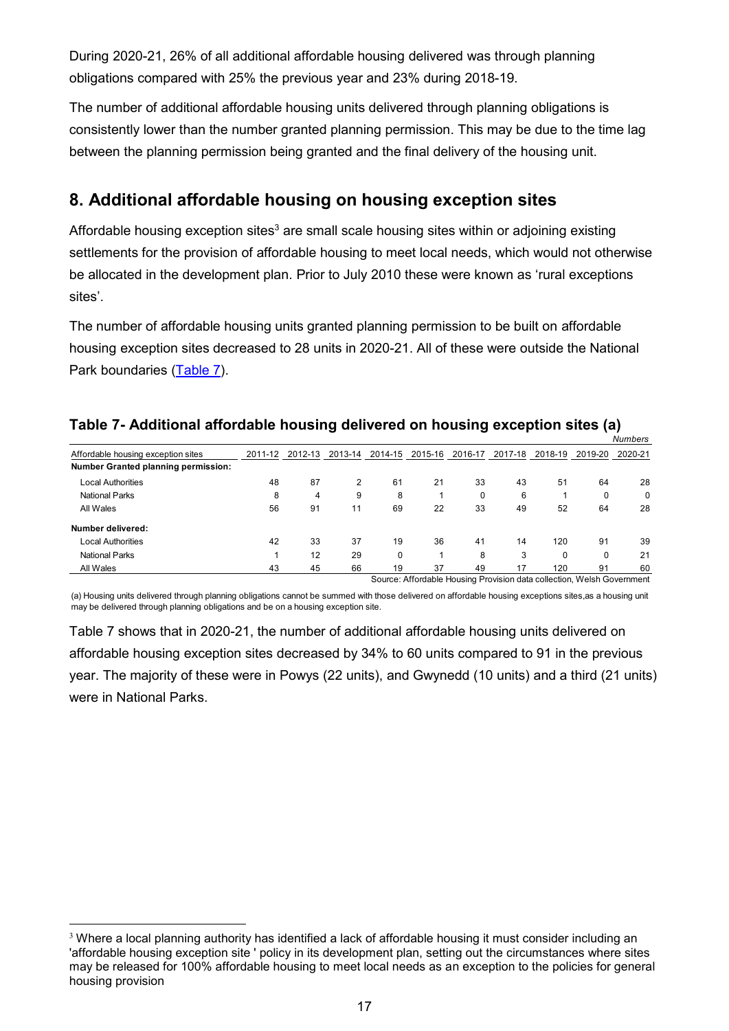During 2020-21, 26% of all additional affordable housing delivered was through planning obligations compared with 25% the previous year and 23% during 2018-19.

The number of additional affordable housing units delivered through planning obligations is consistently lower than the number granted planning permission. This may be due to the time lag between the planning permission being granted and the final delivery of the housing unit.

## 8. Additional affordable housing on housing exception sites

Affordable housing exception sites[3] are small scale housing sites within or adjoining existing settlements for the provision of affordable housing to meet local needs, which would not otherwise be allocated in the development plan. Prior to July 2010 these were known as 'rural exceptions sites'.

The number of affordable housing units granted planning permission to be built on affordable housing exception sites decreased to 28 units in 2020-21. All of these were outside the National Park boundaries (Table 7).

### Table 7- Additional affordable housing delivered on housing exception sites (a)

*Numbers*

| Affordable housing exception sites | 2011-12 | 2012-13 | 2013-14 | 2014-15 | 2015-16 | 2016-17 | 2017-18 | 2018-19 | 2019-20 | 2020-21 |
|---|---|---|---|---|---|---|---|---|---|---|
| **Number Granted planning permission:** | | | | | | | | | | |
| Local Authorities | 48 | 87 | 2 | 61 | 21 | 33 | 43 | 51 | 64 | 28 |
| National Parks | 8 | 4 | 9 | 8 | 1 | 0 | 6 | 1 | 0 | 0 |
| All Wales | 56 | 91 | 11 | 69 | 22 | 33 | 49 | 52 | 64 | 28 |
| **Number delivered:** | | | | | | | | | | |
| Local Authorities | 42 | 33 | 37 | 19 | 36 | 41 | 14 | 120 | 91 | 39 |
| National Parks | 1 | 12 | 29 | 0 | 1 | 8 | 3 | 0 | 0 | 21 |
| All Wales | 43 | 45 | 66 | 19 | 37 | 49 | 17 | 120 | 91 | 60 |

Source: Affordable Housing Provision data collection, Welsh Government

(a) Housing units delivered through planning obligations cannot be summed with those delivered on affordable housing exceptions sites,as a housing unit may be delivered through planning obligations and be on a housing exception site.

Table 7 shows that in 2020-21, the number of additional affordable housing units delivered on affordable housing exception sites decreased by 34% to 60 units compared to 91 in the previous year. The majority of these were in Powys (22 units), and Gwynedd (10 units) and a third (21 units) were in National Parks.

[3] Where a local planning authority has identified a lack of affordable housing it must consider including an 'affordable housing exception site ' policy in its development plan, setting out the circumstances where sites may be released for 100% affordable housing to meet local needs as an exception to the policies for general housing provision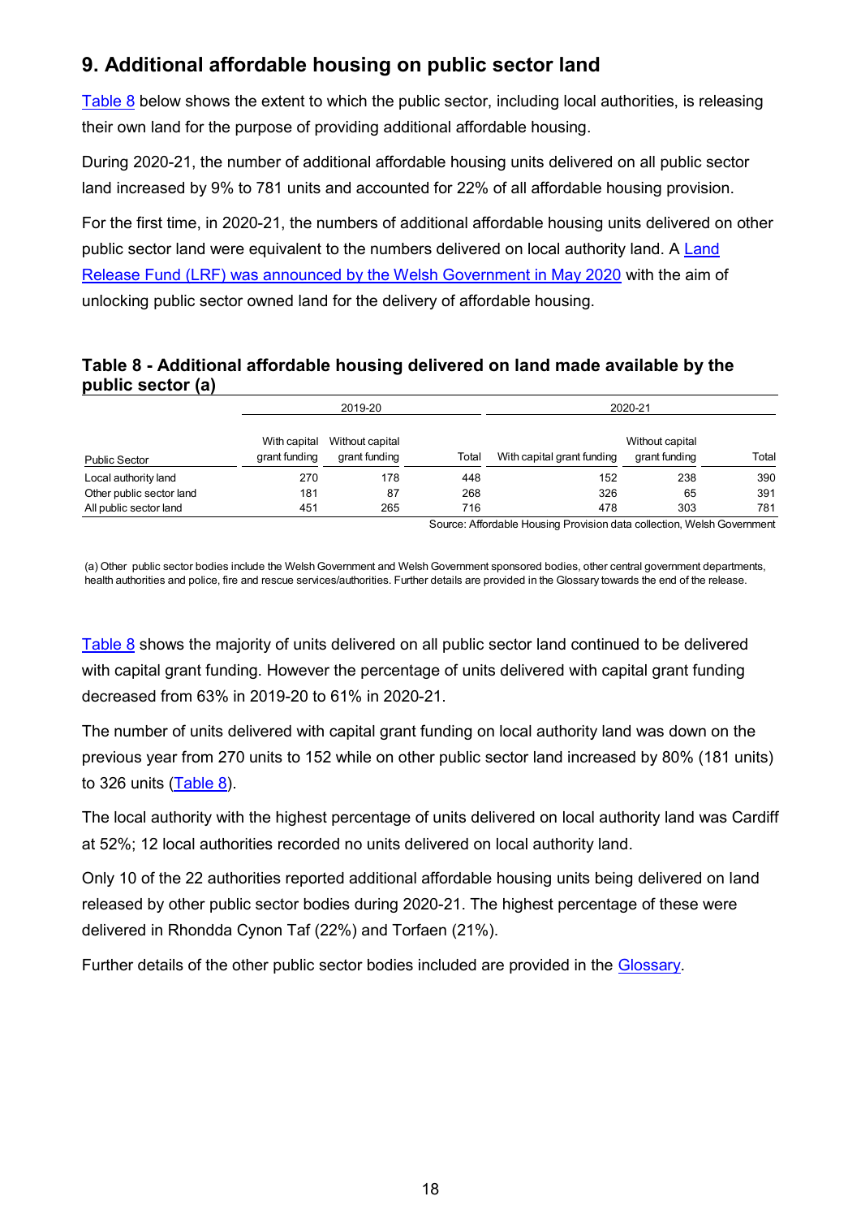## 9. Additional affordable housing on public sector land

[Table 8](#) below shows the extent to which the public sector, including local authorities, is releasing their own land for the purpose of providing additional affordable housing.

During 2020-21, the number of additional affordable housing units delivered on all public sector land increased by 9% to 781 units and accounted for 22% of all affordable housing provision.

For the first time, in 2020-21, the numbers of additional affordable housing units delivered on other public sector land were equivalent to the numbers delivered on local authority land. A [Land Release Fund (LRF) was announced by the Welsh Government in May 2020](#) with the aim of unlocking public sector owned land for the delivery of affordable housing.

### Table 8 - Additional affordable housing delivered on land made available by the public sector (a)

| | 2019-20 | | | 2020-21 | | |
|---|---|---|---|---|---|---|
| Public Sector | With capital grant funding | Without capital grant funding | Total | With capital grant funding | Without capital grant funding | Total |
| Local authority land | 270 | 178 | 448 | 152 | 238 | 390 |
| Other public sector land | 181 | 87 | 268 | 326 | 65 | 391 |
| All public sector land | 451 | 265 | 716 | 478 | 303 | 781 |

Source: Affordable Housing Provision data collection, Welsh Government

(a) Other public sector bodies include the Welsh Government and Welsh Government sponsored bodies, other central government departments, health authorities and police, fire and rescue services/authorities. Further details are provided in the Glossary towards the end of the release.

[Table 8](#) shows the majority of units delivered on all public sector land continued to be delivered with capital grant funding. However the percentage of units delivered with capital grant funding decreased from 63% in 2019-20 to 61% in 2020-21.

The number of units delivered with capital grant funding on local authority land was down on the previous year from 270 units to 152 while on other public sector land increased by 80% (181 units) to 326 units ([Table 8](#)).

The local authority with the highest percentage of units delivered on local authority land was Cardiff at 52%; 12 local authorities recorded no units delivered on local authority land.

Only 10 of the 22 authorities reported additional affordable housing units being delivered on land released by other public sector bodies during 2020-21. The highest percentage of these were delivered in Rhondda Cynon Taf (22%) and Torfaen (21%).

Further details of the other public sector bodies included are provided in the [Glossary](#).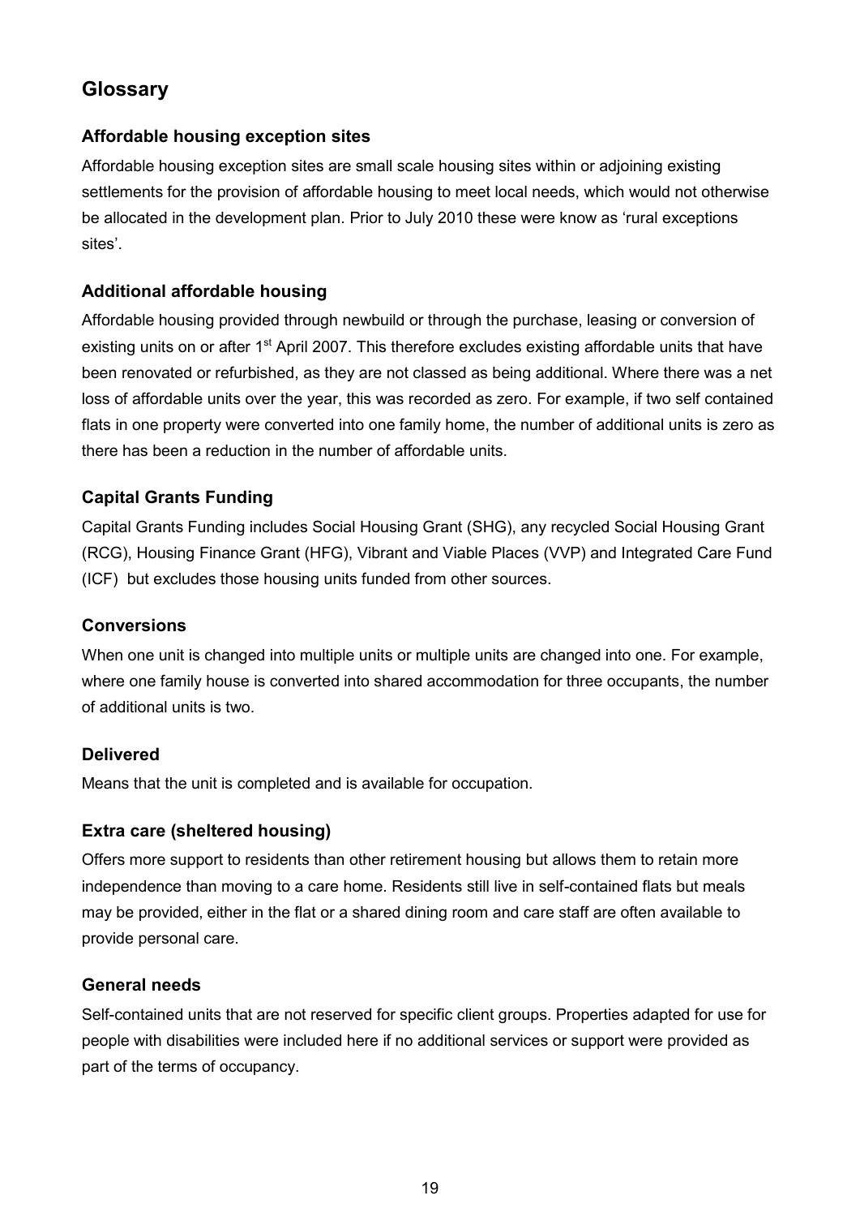## Glossary

### Affordable housing exception sites

Affordable housing exception sites are small scale housing sites within or adjoining existing settlements for the provision of affordable housing to meet local needs, which would not otherwise be allocated in the development plan. Prior to July 2010 these were know as 'rural exceptions sites'.

### Additional affordable housing

Affordable housing provided through newbuild or through the purchase, leasing or conversion of existing units on or after 1st April 2007. This therefore excludes existing affordable units that have been renovated or refurbished, as they are not classed as being additional. Where there was a net loss of affordable units over the year, this was recorded as zero. For example, if two self contained flats in one property were converted into one family home, the number of additional units is zero as there has been a reduction in the number of affordable units.

### Capital Grants Funding

Capital Grants Funding includes Social Housing Grant (SHG), any recycled Social Housing Grant (RCG), Housing Finance Grant (HFG), Vibrant and Viable Places (VVP) and Integrated Care Fund (ICF) but excludes those housing units funded from other sources.

### Conversions

When one unit is changed into multiple units or multiple units are changed into one. For example, where one family house is converted into shared accommodation for three occupants, the number of additional units is two.

### Delivered

Means that the unit is completed and is available for occupation.

### Extra care (sheltered housing)

Offers more support to residents than other retirement housing but allows them to retain more independence than moving to a care home. Residents still live in self-contained flats but meals may be provided, either in the flat or a shared dining room and care staff are often available to provide personal care.

### General needs

Self-contained units that are not reserved for specific client groups. Properties adapted for use for people with disabilities were included here if no additional services or support were provided as part of the terms of occupancy.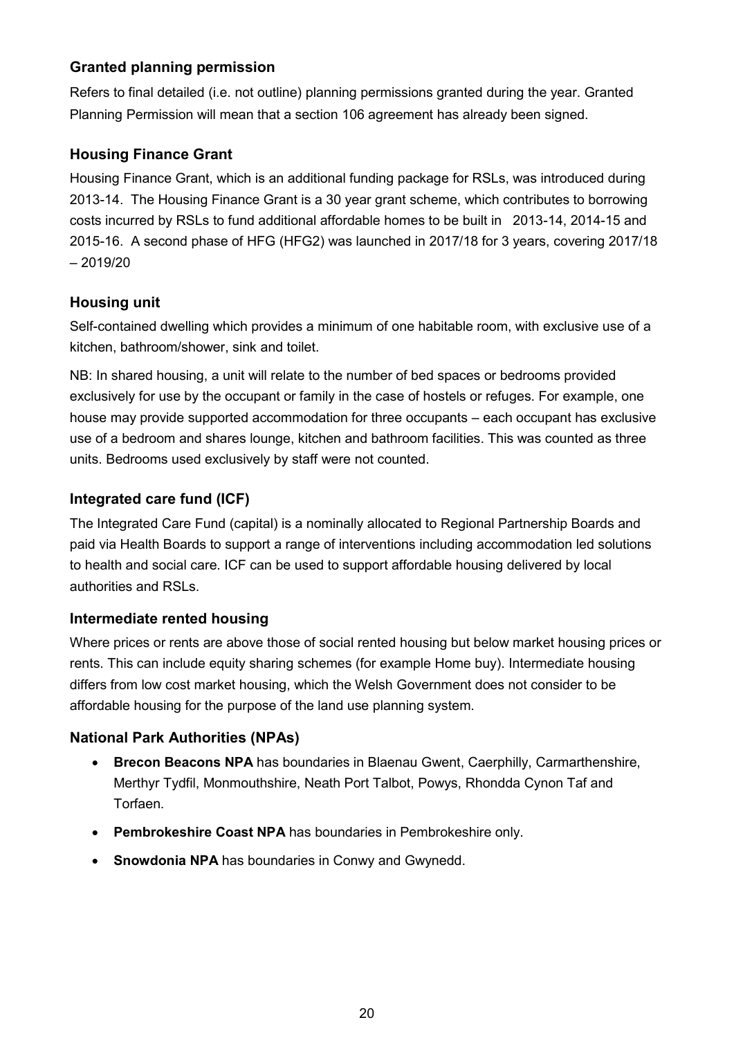### Granted planning permission

Refers to final detailed (i.e. not outline) planning permissions granted during the year. Granted Planning Permission will mean that a section 106 agreement has already been signed.

### Housing Finance Grant

Housing Finance Grant, which is an additional funding package for RSLs, was introduced during 2013-14. The Housing Finance Grant is a 30 year grant scheme, which contributes to borrowing costs incurred by RSLs to fund additional affordable homes to be built in 2013-14, 2014-15 and 2015-16. A second phase of HFG (HFG2) was launched in 2017/18 for 3 years, covering 2017/18 – 2019/20

### Housing unit

Self-contained dwelling which provides a minimum of one habitable room, with exclusive use of a kitchen, bathroom/shower, sink and toilet.

NB: In shared housing, a unit will relate to the number of bed spaces or bedrooms provided exclusively for use by the occupant or family in the case of hostels or refuges. For example, one house may provide supported accommodation for three occupants – each occupant has exclusive use of a bedroom and shares lounge, kitchen and bathroom facilities. This was counted as three units. Bedrooms used exclusively by staff were not counted.

### Integrated care fund (ICF)

The Integrated Care Fund (capital) is a nominally allocated to Regional Partnership Boards and paid via Health Boards to support a range of interventions including accommodation led solutions to health and social care. ICF can be used to support affordable housing delivered by local authorities and RSLs.

### Intermediate rented housing

Where prices or rents are above those of social rented housing but below market housing prices or rents. This can include equity sharing schemes (for example Home buy). Intermediate housing differs from low cost market housing, which the Welsh Government does not consider to be affordable housing for the purpose of the land use planning system.

### National Park Authorities (NPAs)

- **Brecon Beacons NPA** has boundaries in Blaenau Gwent, Caerphilly, Carmarthenshire, Merthyr Tydfil, Monmouthshire, Neath Port Talbot, Powys, Rhondda Cynon Taf and Torfaen.
- **Pembrokeshire Coast NPA** has boundaries in Pembrokeshire only.
- **Snowdonia NPA** has boundaries in Conwy and Gwynedd.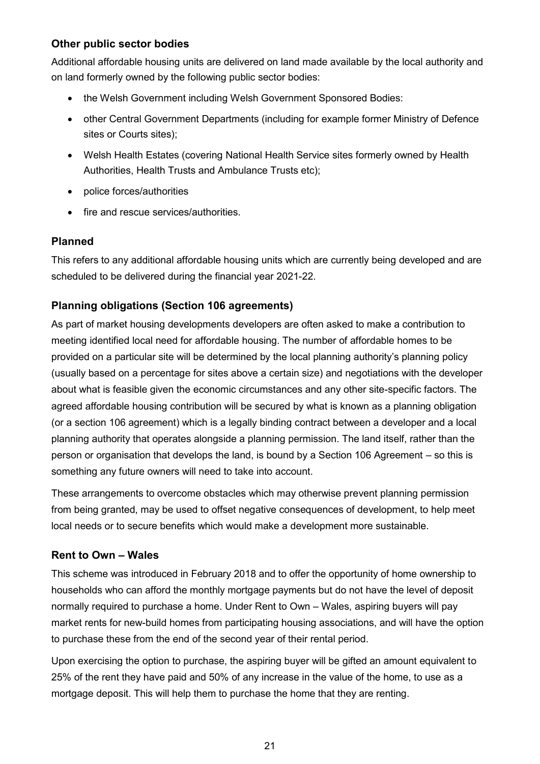### Other public sector bodies

Additional affordable housing units are delivered on land made available by the local authority and on land formerly owned by the following public sector bodies:

- the Welsh Government including Welsh Government Sponsored Bodies:
- other Central Government Departments (including for example former Ministry of Defence sites or Courts sites);
- Welsh Health Estates (covering National Health Service sites formerly owned by Health Authorities, Health Trusts and Ambulance Trusts etc);
- police forces/authorities
- fire and rescue services/authorities.

### Planned

This refers to any additional affordable housing units which are currently being developed and are scheduled to be delivered during the financial year 2021-22.

### Planning obligations (Section 106 agreements)

As part of market housing developments developers are often asked to make a contribution to meeting identified local need for affordable housing. The number of affordable homes to be provided on a particular site will be determined by the local planning authority's planning policy (usually based on a percentage for sites above a certain size) and negotiations with the developer about what is feasible given the economic circumstances and any other site-specific factors. The agreed affordable housing contribution will be secured by what is known as a planning obligation (or a section 106 agreement) which is a legally binding contract between a developer and a local planning authority that operates alongside a planning permission. The land itself, rather than the person or organisation that develops the land, is bound by a Section 106 Agreement – so this is something any future owners will need to take into account.

These arrangements to overcome obstacles which may otherwise prevent planning permission from being granted, may be used to offset negative consequences of development, to help meet local needs or to secure benefits which would make a development more sustainable.

### Rent to Own – Wales

This scheme was introduced in February 2018 and to offer the opportunity of home ownership to households who can afford the monthly mortgage payments but do not have the level of deposit normally required to purchase a home. Under Rent to Own – Wales, aspiring buyers will pay market rents for new-build homes from participating housing associations, and will have the option to purchase these from the end of the second year of their rental period.

Upon exercising the option to purchase, the aspiring buyer will be gifted an amount equivalent to 25% of the rent they have paid and 50% of any increase in the value of the home, to use as a mortgage deposit. This will help them to purchase the home that they are renting.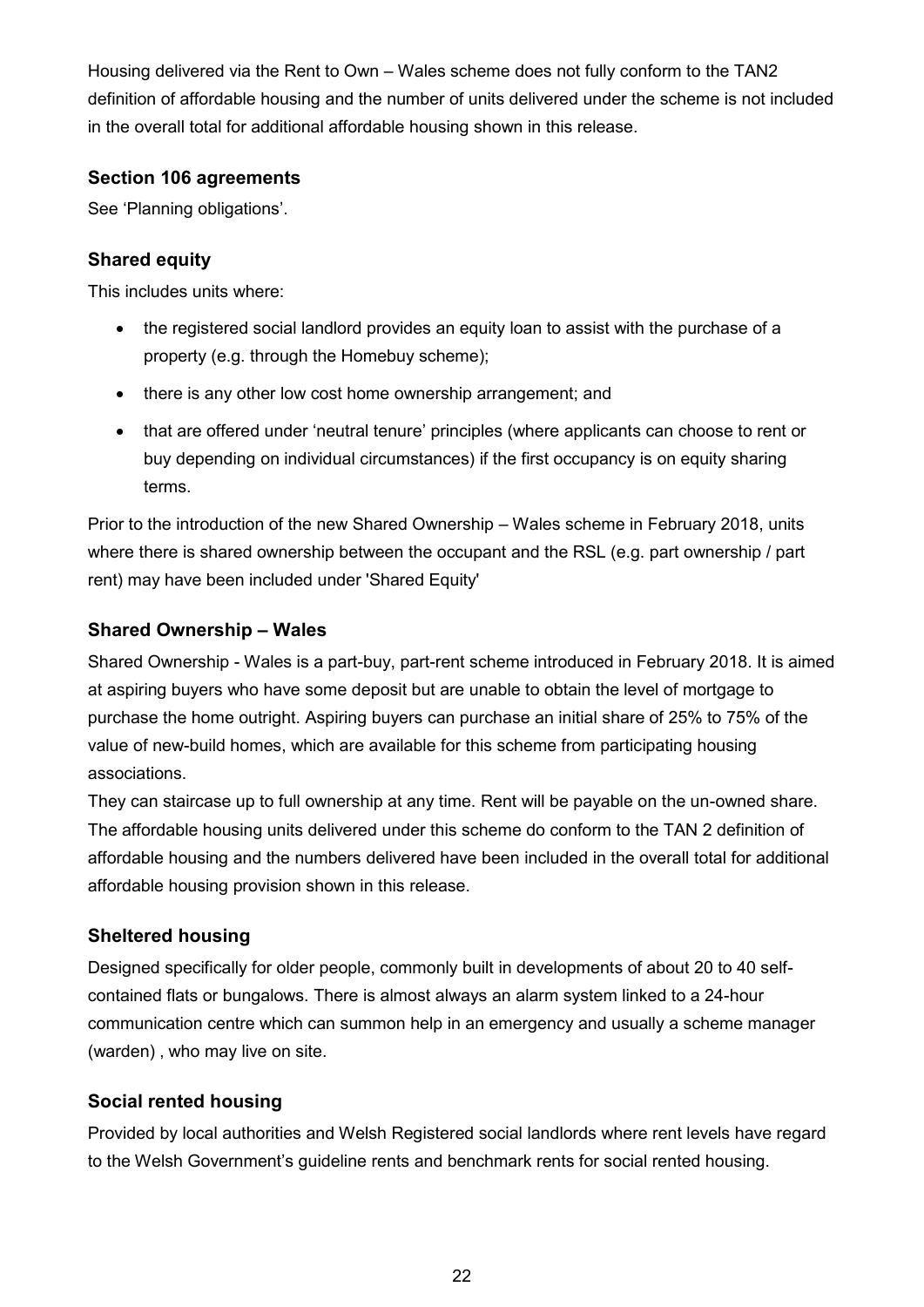Housing delivered via the Rent to Own – Wales scheme does not fully conform to the TAN2 definition of affordable housing and the number of units delivered under the scheme is not included in the overall total for additional affordable housing shown in this release.

### Section 106 agreements

See 'Planning obligations'.

### Shared equity

This includes units where:

- the registered social landlord provides an equity loan to assist with the purchase of a property (e.g. through the Homebuy scheme);
- there is any other low cost home ownership arrangement; and
- that are offered under 'neutral tenure' principles (where applicants can choose to rent or buy depending on individual circumstances) if the first occupancy is on equity sharing terms.

Prior to the introduction of the new Shared Ownership – Wales scheme in February 2018, units where there is shared ownership between the occupant and the RSL (e.g. part ownership / part rent) may have been included under 'Shared Equity'

### Shared Ownership – Wales

Shared Ownership - Wales is a part-buy, part-rent scheme introduced in February 2018. It is aimed at aspiring buyers who have some deposit but are unable to obtain the level of mortgage to purchase the home outright. Aspiring buyers can purchase an initial share of 25% to 75% of the value of new-build homes, which are available for this scheme from participating housing associations.

They can staircase up to full ownership at any time. Rent will be payable on the un-owned share. The affordable housing units delivered under this scheme do conform to the TAN 2 definition of affordable housing and the numbers delivered have been included in the overall total for additional affordable housing provision shown in this release.

### Sheltered housing

Designed specifically for older people, commonly built in developments of about 20 to 40 self-contained flats or bungalows. There is almost always an alarm system linked to a 24-hour communication centre which can summon help in an emergency and usually a scheme manager (warden) , who may live on site.

### Social rented housing

Provided by local authorities and Welsh Registered social landlords where rent levels have regard to the Welsh Government's guideline rents and benchmark rents for social rented housing.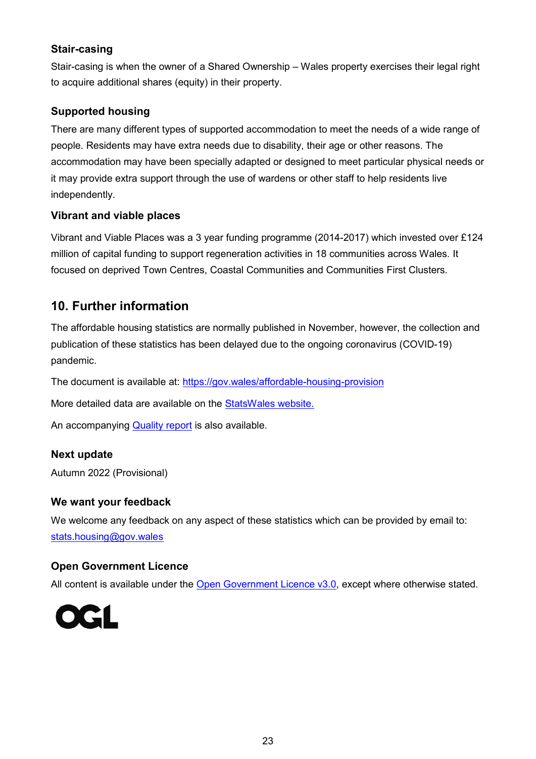### Stair-casing

Stair-casing is when the owner of a Shared Ownership – Wales property exercises their legal right to acquire additional shares (equity) in their property.

### Supported housing

There are many different types of supported accommodation to meet the needs of a wide range of people. Residents may have extra needs due to disability, their age or other reasons. The accommodation may have been specially adapted or designed to meet particular physical needs or it may provide extra support through the use of wardens or other staff to help residents live independently.

### Vibrant and viable places

Vibrant and Viable Places was a 3 year funding programme (2014-2017) which invested over £124 million of capital funding to support regeneration activities in 18 communities across Wales. It focused on deprived Town Centres, Coastal Communities and Communities First Clusters.

## 10. Further information

The affordable housing statistics are normally published in November, however, the collection and publication of these statistics has been delayed due to the ongoing coronavirus (COVID-19) pandemic.

The document is available at: [https://gov.wales/affordable-housing-provision](https://gov.wales/affordable-housing-provision)

More detailed data are available on the StatsWales website.

An accompanying Quality report is also available.

### Next update

Autumn 2022 (Provisional)

### We want your feedback

We welcome any feedback on any aspect of these statistics which can be provided by email to: stats.housing@gov.wales

### Open Government Licence

All content is available under the Open Government Licence v3.0, except where otherwise stated.

OGL